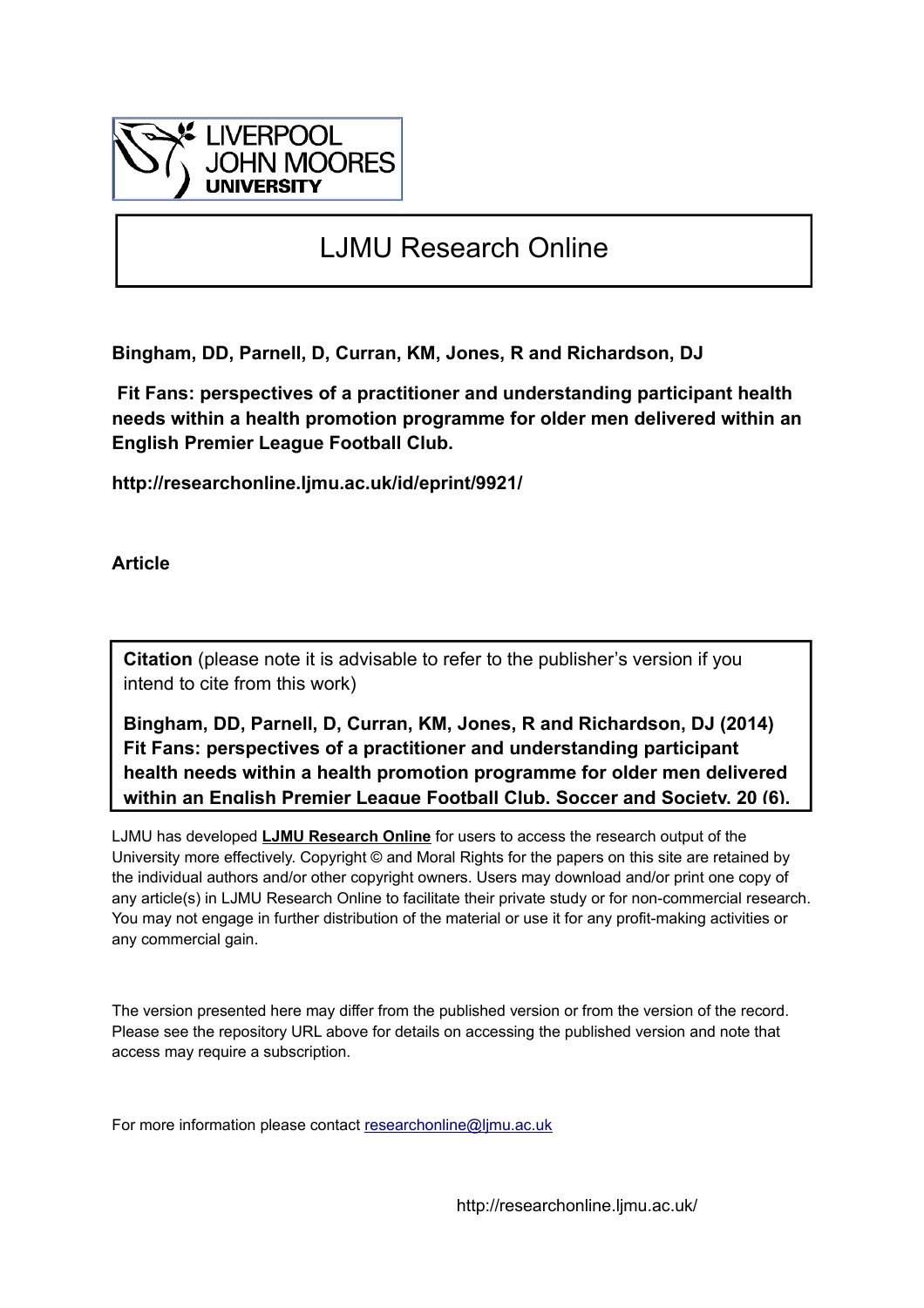LIVERPOOL JOHN MOORES UNIVERSITY

# LJMU Research Online

**Bingham, DD, Parnell, D, Curran, KM, Jones, R and Richardson, DJ**

**Fit Fans: perspectives of a practitioner and understanding participant health needs within a health promotion programme for older men delivered within an English Premier League Football Club.**

**http://researchonline.ljmu.ac.uk/id/eprint/9921/**

**Article**

**Citation** (please note it is advisable to refer to the publisher's version if you intend to cite from this work)

**Bingham, DD, Parnell, D, Curran, KM, Jones, R and Richardson, DJ (2014) Fit Fans: perspectives of a practitioner and understanding participant health needs within a health promotion programme for older men delivered within an English Premier League Football Club. Soccer and Society, 20 (6).**

LJMU has developed **LJMU Research Online** for users to access the research output of the University more effectively. Copyright © and Moral Rights for the papers on this site are retained by the individual authors and/or other copyright owners. Users may download and/or print one copy of any article(s) in LJMU Research Online to facilitate their private study or for non-commercial research. You may not engage in further distribution of the material or use it for any profit-making activities or any commercial gain.

The version presented here may differ from the published version or from the version of the record. Please see the repository URL above for details on accessing the published version and note that access may require a subscription.

For more information please contact researchonline@ljmu.ac.uk

http://researchonline.ljmu.ac.uk/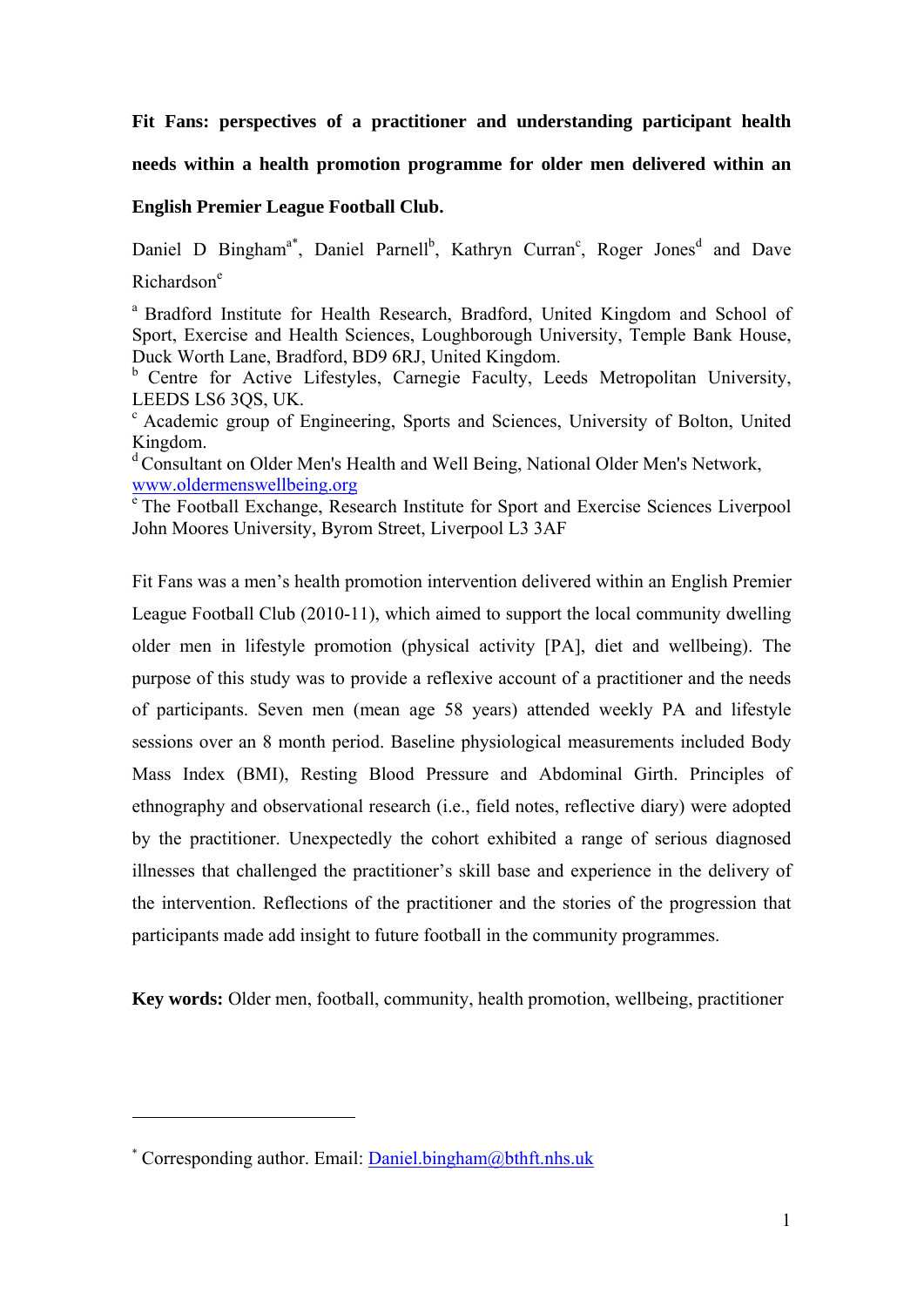**Fit Fans: perspectives of a practitioner and understanding participant health needs within a health promotion programme for older men delivered within an English Premier League Football Club.**

Daniel D Bingham[a*], Daniel Parnell[b], Kathryn Curran[c], Roger Jones[d] and Dave Richardson[e]

[a] Bradford Institute for Health Research, Bradford, United Kingdom and School of Sport, Exercise and Health Sciences, Loughborough University, Temple Bank House, Duck Worth Lane, Bradford, BD9 6RJ, United Kingdom.

[b] Centre for Active Lifestyles, Carnegie Faculty, Leeds Metropolitan University, LEEDS LS6 3QS, UK.

[c] Academic group of Engineering, Sports and Sciences, University of Bolton, United Kingdom.

[d] Consultant on Older Men's Health and Well Being, National Older Men's Network, www.oldermenswellbeing.org

[e] The Football Exchange, Research Institute for Sport and Exercise Sciences Liverpool John Moores University, Byrom Street, Liverpool L3 3AF

Fit Fans was a men's health promotion intervention delivered within an English Premier League Football Club (2010-11), which aimed to support the local community dwelling older men in lifestyle promotion (physical activity [PA], diet and wellbeing). The purpose of this study was to provide a reflexive account of a practitioner and the needs of participants. Seven men (mean age 58 years) attended weekly PA and lifestyle sessions over an 8 month period. Baseline physiological measurements included Body Mass Index (BMI), Resting Blood Pressure and Abdominal Girth. Principles of ethnography and observational research (i.e., field notes, reflective diary) were adopted by the practitioner. Unexpectedly the cohort exhibited a range of serious diagnosed illnesses that challenged the practitioner's skill base and experience in the delivery of the intervention. Reflections of the practitioner and the stories of the progression that participants made add insight to future football in the community programmes.

**Key words:** Older men, football, community, health promotion, wellbeing, practitioner

---

[*] Corresponding author. Email: Daniel.bingham@bthft.nhs.uk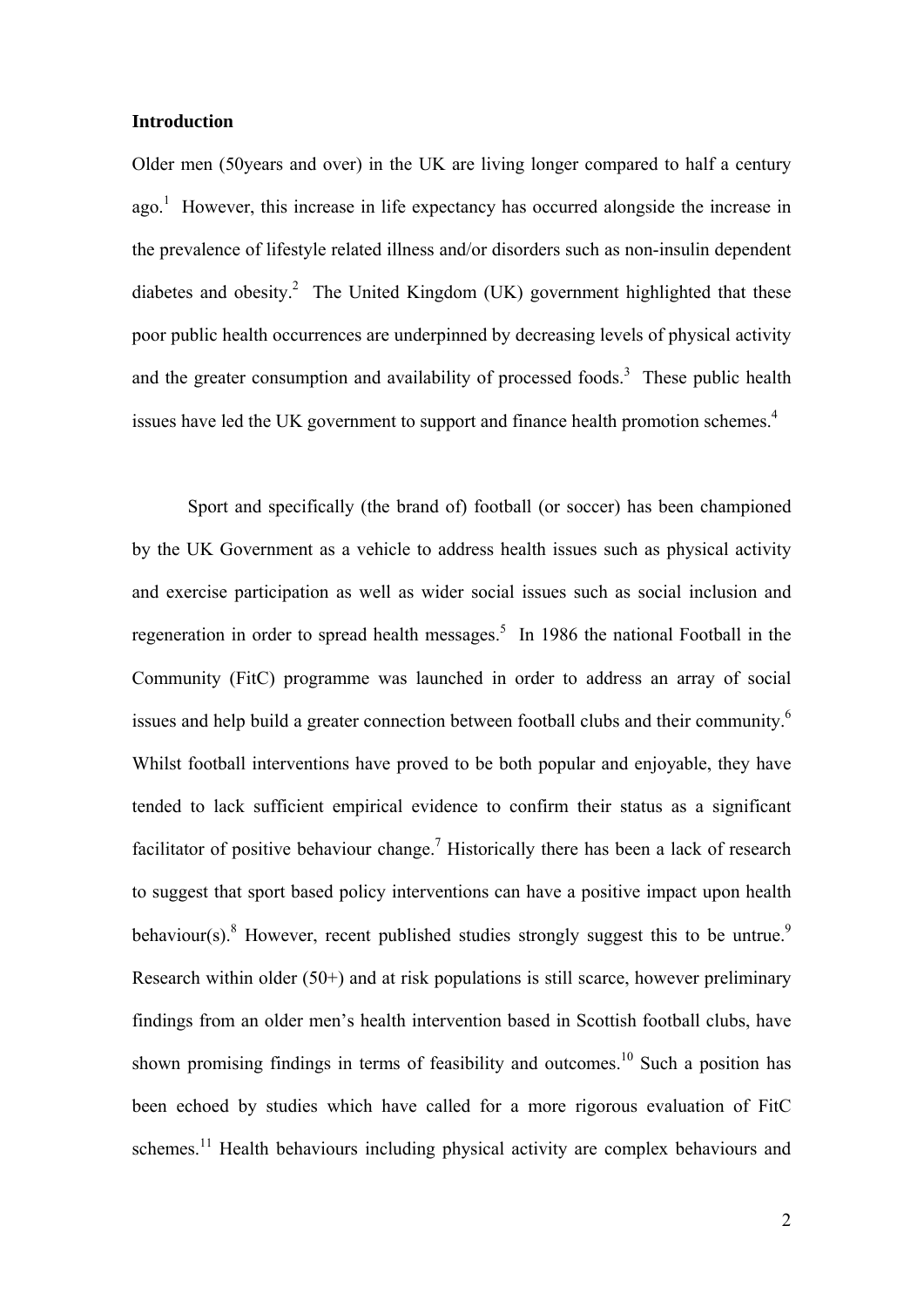**Introduction**

Older men (50years and over) in the UK are living longer compared to half a century ago.[1] However, this increase in life expectancy has occurred alongside the increase in the prevalence of lifestyle related illness and/or disorders such as non-insulin dependent diabetes and obesity.[2] The United Kingdom (UK) government highlighted that these poor public health occurrences are underpinned by decreasing levels of physical activity and the greater consumption and availability of processed foods.[3] These public health issues have led the UK government to support and finance health promotion schemes.[4]

Sport and specifically (the brand of) football (or soccer) has been championed by the UK Government as a vehicle to address health issues such as physical activity and exercise participation as well as wider social issues such as social inclusion and regeneration in order to spread health messages.[5] In 1986 the national Football in the Community (FitC) programme was launched in order to address an array of social issues and help build a greater connection between football clubs and their community.[6] Whilst football interventions have proved to be both popular and enjoyable, they have tended to lack sufficient empirical evidence to confirm their status as a significant facilitator of positive behaviour change.[7] Historically there has been a lack of research to suggest that sport based policy interventions can have a positive impact upon health behaviour(s).[8] However, recent published studies strongly suggest this to be untrue.[9] Research within older (50+) and at risk populations is still scarce, however preliminary findings from an older men's health intervention based in Scottish football clubs, have shown promising findings in terms of feasibility and outcomes.[10] Such a position has been echoed by studies which have called for a more rigorous evaluation of FitC schemes.[11] Health behaviours including physical activity are complex behaviours and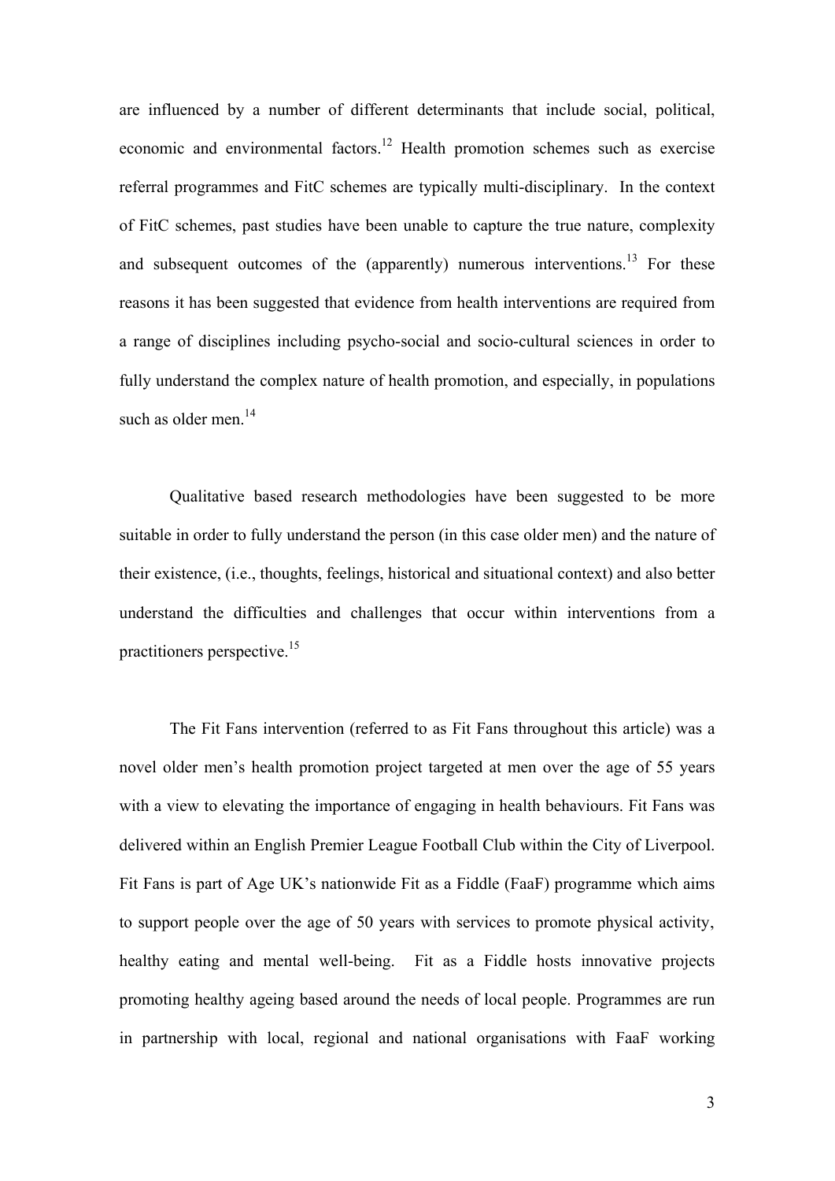are influenced by a number of different determinants that include social, political, economic and environmental factors.[12] Health promotion schemes such as exercise referral programmes and FitC schemes are typically multi-disciplinary. In the context of FitC schemes, past studies have been unable to capture the true nature, complexity and subsequent outcomes of the (apparently) numerous interventions.[13] For these reasons it has been suggested that evidence from health interventions are required from a range of disciplines including psycho-social and socio-cultural sciences in order to fully understand the complex nature of health promotion, and especially, in populations such as older men.[14]

Qualitative based research methodologies have been suggested to be more suitable in order to fully understand the person (in this case older men) and the nature of their existence, (i.e., thoughts, feelings, historical and situational context) and also better understand the difficulties and challenges that occur within interventions from a practitioners perspective.[15]

The Fit Fans intervention (referred to as Fit Fans throughout this article) was a novel older men's health promotion project targeted at men over the age of 55 years with a view to elevating the importance of engaging in health behaviours. Fit Fans was delivered within an English Premier League Football Club within the City of Liverpool. Fit Fans is part of Age UK's nationwide Fit as a Fiddle (FaaF) programme which aims to support people over the age of 50 years with services to promote physical activity, healthy eating and mental well-being. Fit as a Fiddle hosts innovative projects promoting healthy ageing based around the needs of local people. Programmes are run in partnership with local, regional and national organisations with FaaF working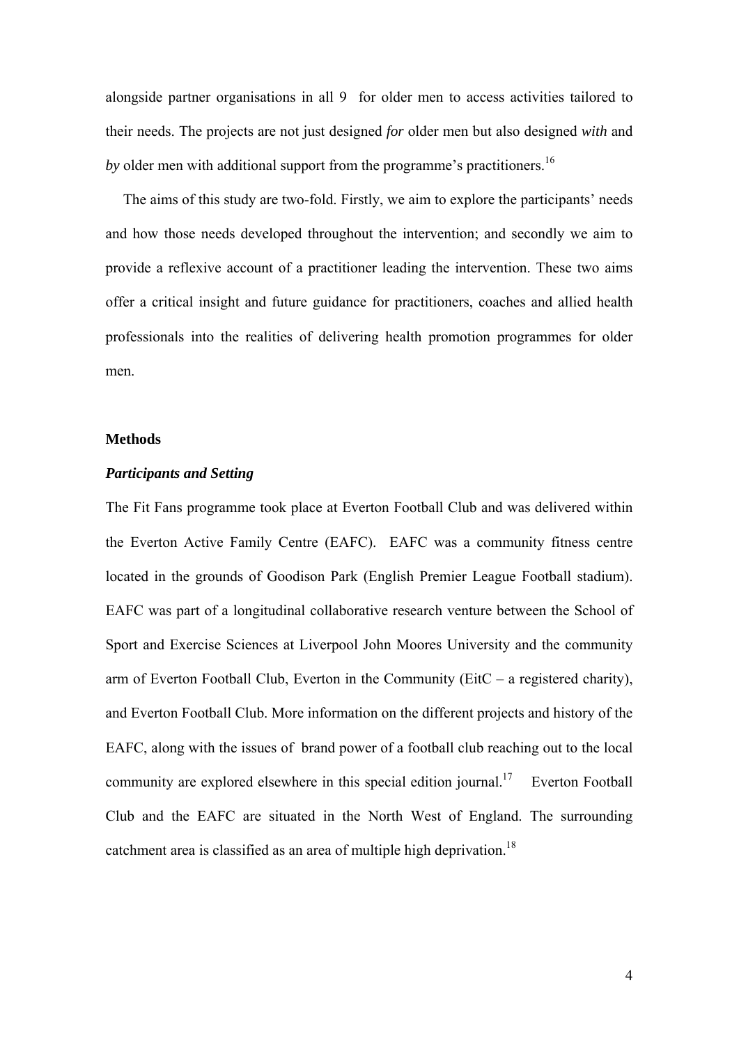alongside partner organisations in all 9  for older men to access activities tailored to their needs. The projects are not just designed *for* older men but also designed *with* and *by* older men with additional support from the programme's practitioners.[16]

The aims of this study are two-fold. Firstly, we aim to explore the participants' needs and how those needs developed throughout the intervention; and secondly we aim to provide a reflexive account of a practitioner leading the intervention. These two aims offer a critical insight and future guidance for practitioners, coaches and allied health professionals into the realities of delivering health promotion programmes for older men.

## Methods

### *Participants and Setting*

The Fit Fans programme took place at Everton Football Club and was delivered within the Everton Active Family Centre (EAFC). EAFC was a community fitness centre located in the grounds of Goodison Park (English Premier League Football stadium). EAFC was part of a longitudinal collaborative research venture between the School of Sport and Exercise Sciences at Liverpool John Moores University and the community arm of Everton Football Club, Everton in the Community (EitC – a registered charity), and Everton Football Club. More information on the different projects and history of the EAFC, along with the issues of brand power of a football club reaching out to the local community are explored elsewhere in this special edition journal.[17] Everton Football Club and the EAFC are situated in the North West of England. The surrounding catchment area is classified as an area of multiple high deprivation.[18]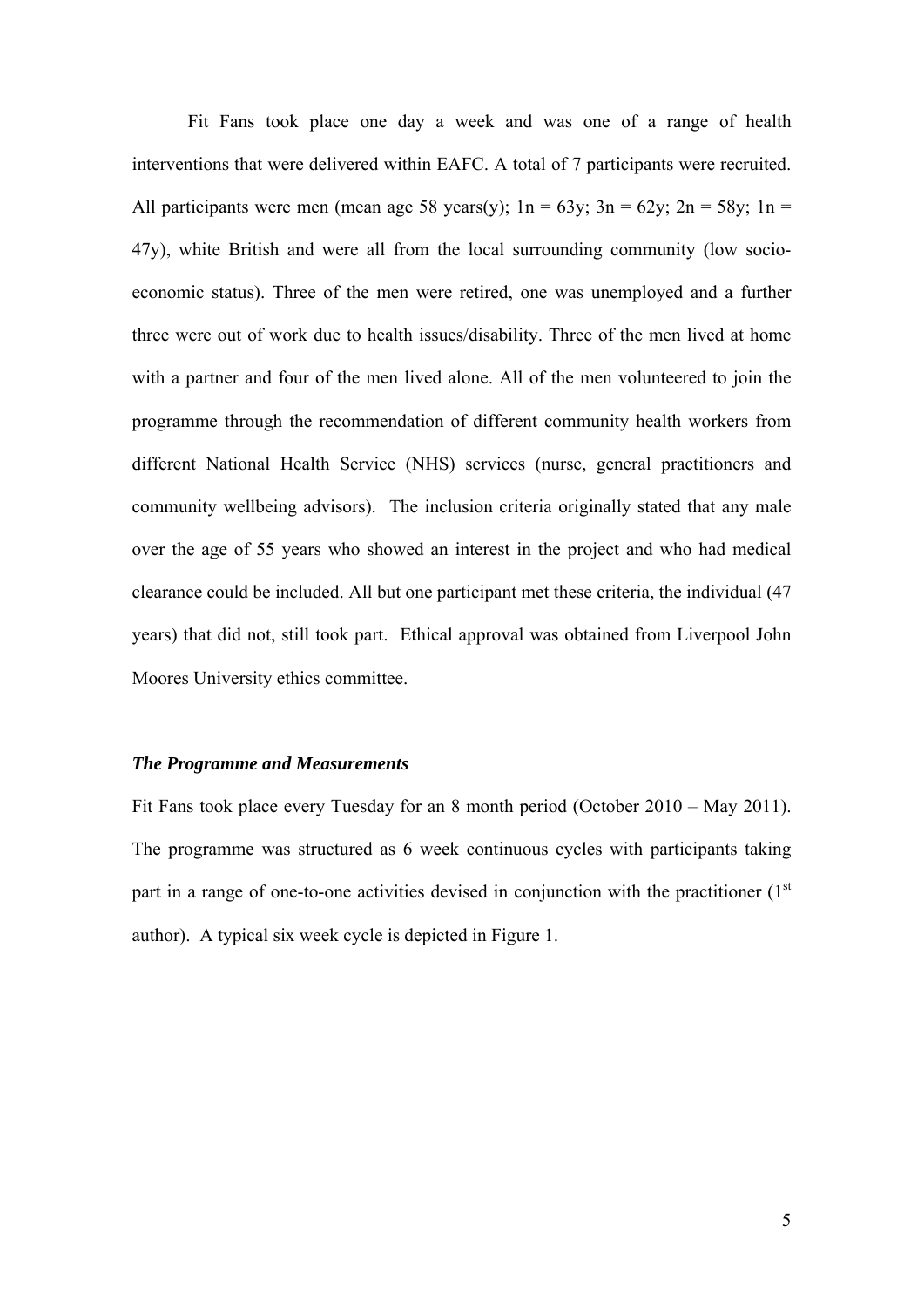Fit Fans took place one day a week and was one of a range of health interventions that were delivered within EAFC. A total of 7 participants were recruited. All participants were men (mean age 58 years(y); 1n = 63y; 3n = 62y; 2n = 58y; 1n = 47y), white British and were all from the local surrounding community (low socio-economic status). Three of the men were retired, one was unemployed and a further three were out of work due to health issues/disability. Three of the men lived at home with a partner and four of the men lived alone. All of the men volunteered to join the programme through the recommendation of different community health workers from different National Health Service (NHS) services (nurse, general practitioners and community wellbeing advisors). The inclusion criteria originally stated that any male over the age of 55 years who showed an interest in the project and who had medical clearance could be included. All but one participant met these criteria, the individual (47 years) that did not, still took part. Ethical approval was obtained from Liverpool John Moores University ethics committee.

### *The Programme and Measurements*

Fit Fans took place every Tuesday for an 8 month period (October 2010 – May 2011). The programme was structured as 6 week continuous cycles with participants taking part in a range of one-to-one activities devised in conjunction with the practitioner (1st author). A typical six week cycle is depicted in Figure 1.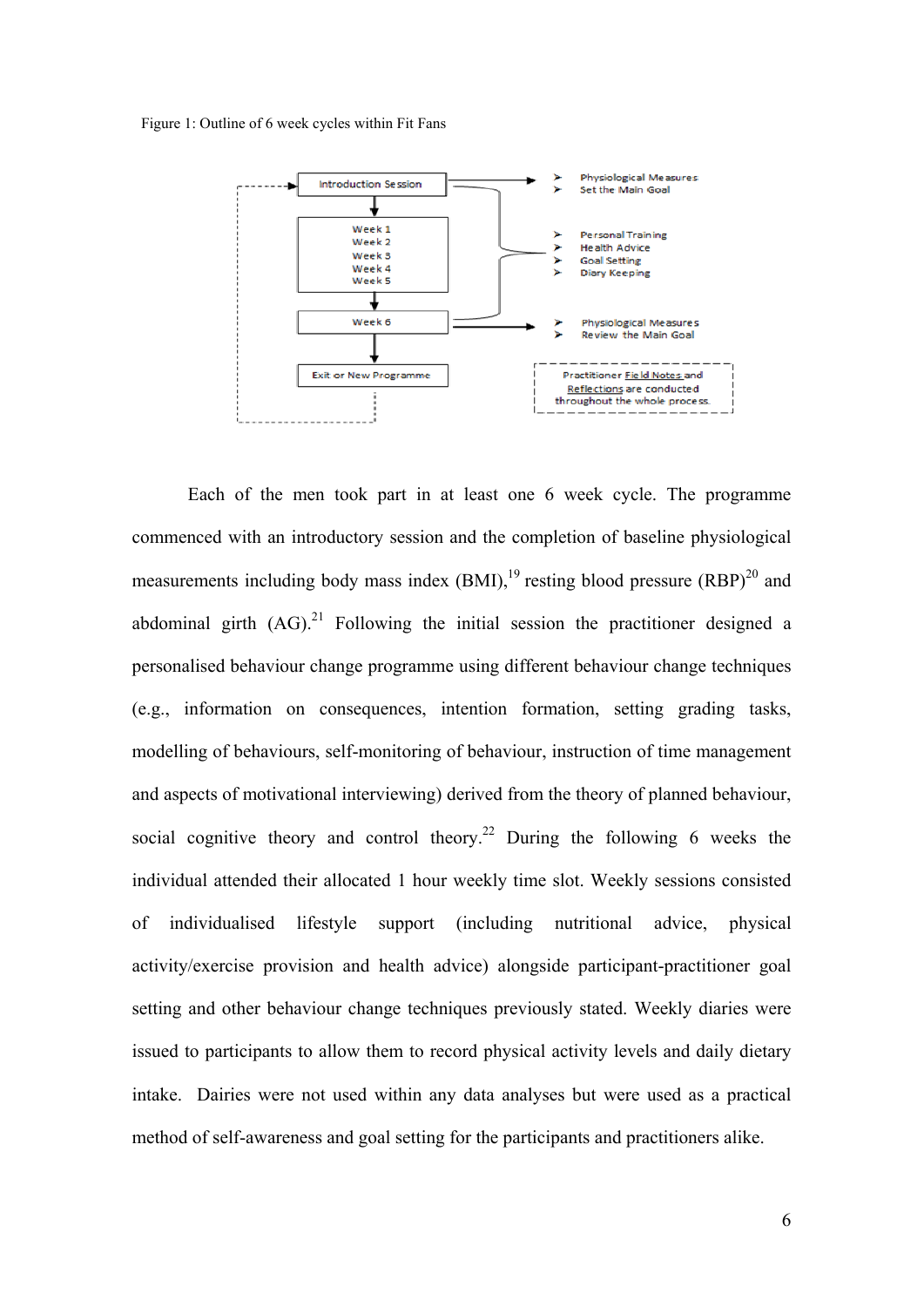Figure 1: Outline of 6 week cycles within Fit Fans

- Introduction Session → Physiological Measures; Set the Main Goal
- Week 1, Week 2, Week 3, Week 4, Week 5 → Personal Training; Health Advice; Goal Setting; Diary Keeping
- Week 6 → Physiological Measures; Review the Main Goal
- Exit or New Programme

Practitioner Field Notes and Reflections are conducted throughout the whole process.

Each of the men took part in at least one 6 week cycle. The programme commenced with an introductory session and the completion of baseline physiological measurements including body mass index (BMI),[19] resting blood pressure (RBP)[20] and abdominal girth (AG).[21] Following the initial session the practitioner designed a personalised behaviour change programme using different behaviour change techniques (e.g., information on consequences, intention formation, setting grading tasks, modelling of behaviours, self-monitoring of behaviour, instruction of time management and aspects of motivational interviewing) derived from the theory of planned behaviour, social cognitive theory and control theory.[22] During the following 6 weeks the individual attended their allocated 1 hour weekly time slot. Weekly sessions consisted of individualised lifestyle support (including nutritional advice, physical activity/exercise provision and health advice) alongside participant-practitioner goal setting and other behaviour change techniques previously stated. Weekly diaries were issued to participants to allow them to record physical activity levels and daily dietary intake. Dairies were not used within any data analyses but were used as a practical method of self-awareness and goal setting for the participants and practitioners alike.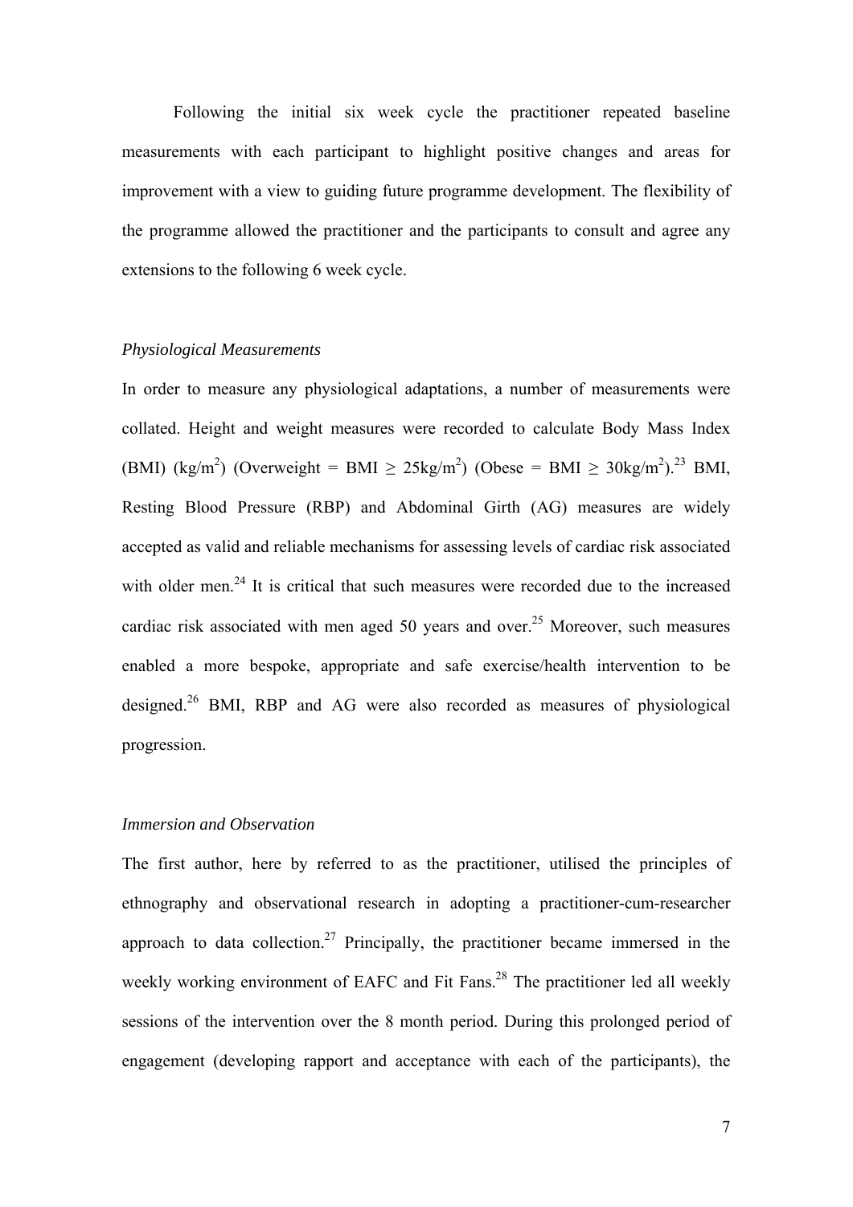Following the initial six week cycle the practitioner repeated baseline measurements with each participant to highlight positive changes and areas for improvement with a view to guiding future programme development. The flexibility of the programme allowed the practitioner and the participants to consult and agree any extensions to the following 6 week cycle.

*Physiological Measurements*

In order to measure any physiological adaptations, a number of measurements were collated. Height and weight measures were recorded to calculate Body Mass Index (BMI) ($kg/m^2$) (Overweight = BMI $\geq$ $25kg/m^2$) (Obese = BMI $\geq$ $30kg/m^2$).[23] BMI, Resting Blood Pressure (RBP) and Abdominal Girth (AG) measures are widely accepted as valid and reliable mechanisms for assessing levels of cardiac risk associated with older men.[24] It is critical that such measures were recorded due to the increased cardiac risk associated with men aged 50 years and over.[25] Moreover, such measures enabled a more bespoke, appropriate and safe exercise/health intervention to be designed.[26] BMI, RBP and AG were also recorded as measures of physiological progression.

*Immersion and Observation*

The first author, here by referred to as the practitioner, utilised the principles of ethnography and observational research in adopting a practitioner-cum-researcher approach to data collection.[27] Principally, the practitioner became immersed in the weekly working environment of EAFC and Fit Fans.[28] The practitioner led all weekly sessions of the intervention over the 8 month period. During this prolonged period of engagement (developing rapport and acceptance with each of the participants), the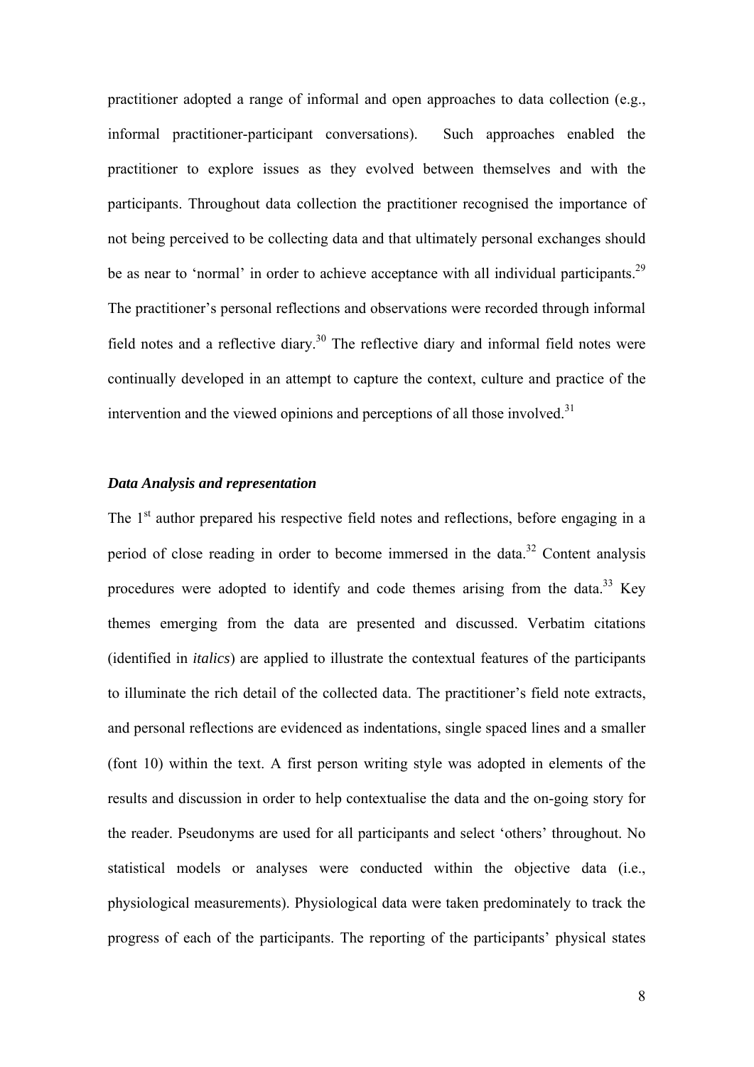practitioner adopted a range of informal and open approaches to data collection (e.g., informal practitioner-participant conversations). Such approaches enabled the practitioner to explore issues as they evolved between themselves and with the participants. Throughout data collection the practitioner recognised the importance of not being perceived to be collecting data and that ultimately personal exchanges should be as near to 'normal' in order to achieve acceptance with all individual participants.[29] The practitioner's personal reflections and observations were recorded through informal field notes and a reflective diary.[30] The reflective diary and informal field notes were continually developed in an attempt to capture the context, culture and practice of the intervention and the viewed opinions and perceptions of all those involved.[31]

### *Data Analysis and representation*

The 1st author prepared his respective field notes and reflections, before engaging in a period of close reading in order to become immersed in the data.[32] Content analysis procedures were adopted to identify and code themes arising from the data.[33] Key themes emerging from the data are presented and discussed. Verbatim citations (identified in *italics*) are applied to illustrate the contextual features of the participants to illuminate the rich detail of the collected data. The practitioner's field note extracts, and personal reflections are evidenced as indentations, single spaced lines and a smaller (font 10) within the text. A first person writing style was adopted in elements of the results and discussion in order to help contextualise the data and the on-going story for the reader. Pseudonyms are used for all participants and select 'others' throughout. No statistical models or analyses were conducted within the objective data (i.e., physiological measurements). Physiological data were taken predominately to track the progress of each of the participants. The reporting of the participants' physical states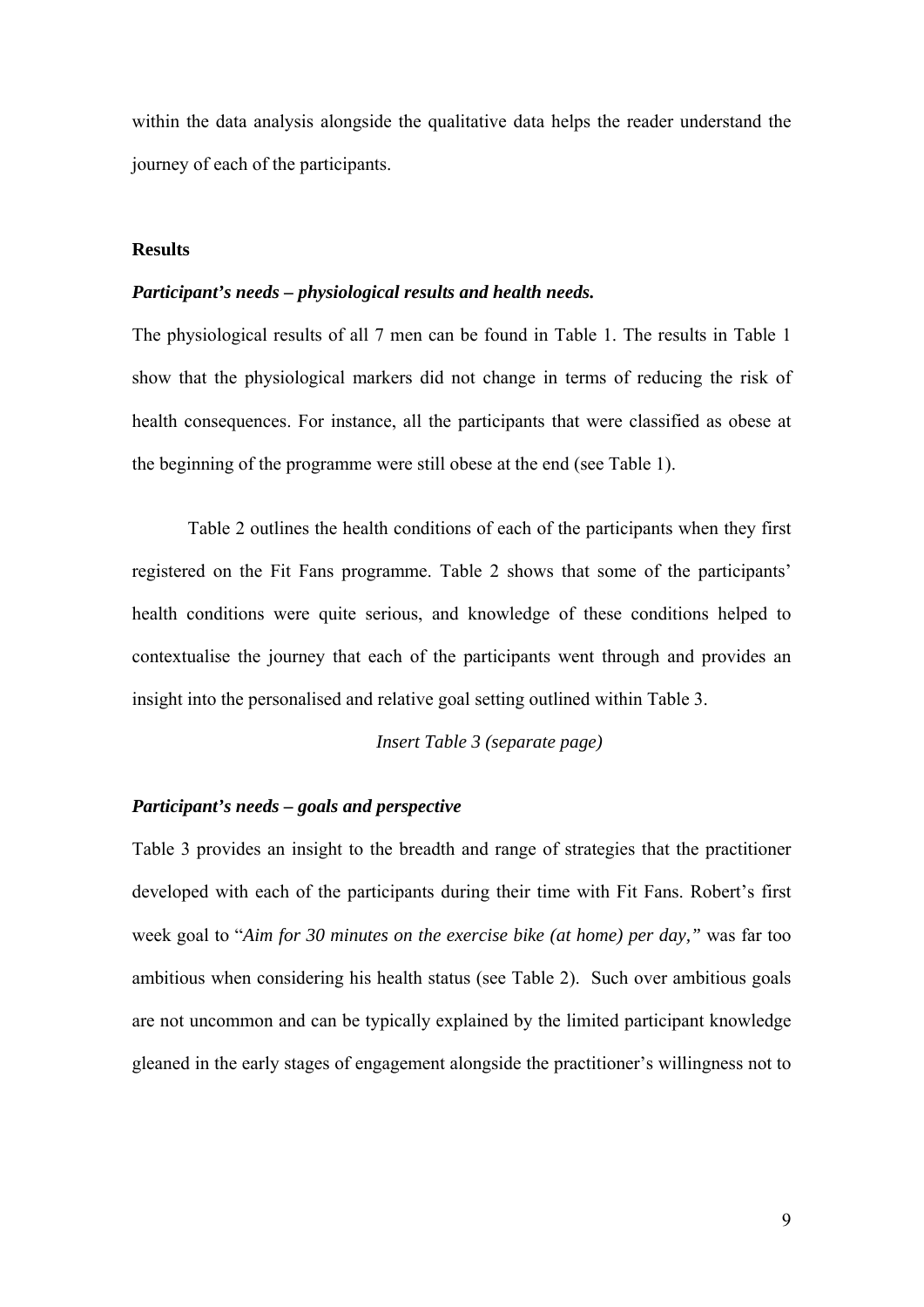within the data analysis alongside the qualitative data helps the reader understand the journey of each of the participants.

## Results

### *Participant's needs – physiological results and health needs.*

The physiological results of all 7 men can be found in Table 1. The results in Table 1 show that the physiological markers did not change in terms of reducing the risk of health consequences. For instance, all the participants that were classified as obese at the beginning of the programme were still obese at the end (see Table 1).

Table 2 outlines the health conditions of each of the participants when they first registered on the Fit Fans programme. Table 2 shows that some of the participants' health conditions were quite serious, and knowledge of these conditions helped to contextualise the journey that each of the participants went through and provides an insight into the personalised and relative goal setting outlined within Table 3.

*Insert Table 3 (separate page)*

### *Participant's needs – goals and perspective*

Table 3 provides an insight to the breadth and range of strategies that the practitioner developed with each of the participants during their time with Fit Fans. Robert's first week goal to "*Aim for 30 minutes on the exercise bike (at home) per day,"* was far too ambitious when considering his health status (see Table 2). Such over ambitious goals are not uncommon and can be typically explained by the limited participant knowledge gleaned in the early stages of engagement alongside the practitioner's willingness not to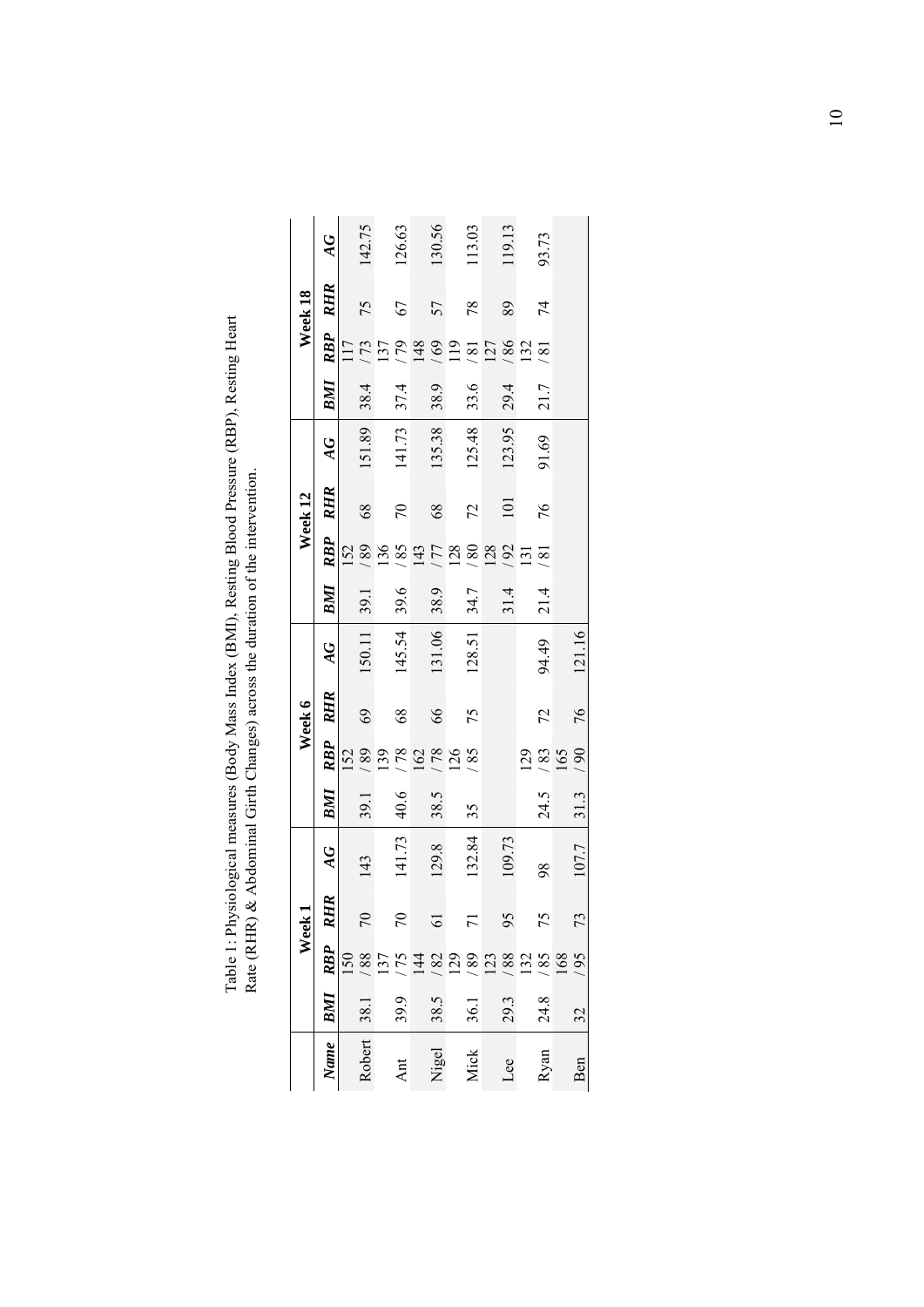Table 1: Physiological measures (Body Mass Index (BMI), Resting Blood Pressure (RBP), Resting Heart Rate (RHR) & Abdominal Girth Changes) across the duration of the intervention.

| | Week 1 | | | | Week 6 | | | | Week 12 | | | | Week 18 | | | |
|---|---|---|---|---|---|---|---|---|---|---|---|---|---|---|---|---|
| ***Name*** | ***BMI*** | ***RBP*** | ***RHR*** | ***AG*** | ***BMI*** | ***RBP*** | ***RHR*** | ***AG*** | ***BMI*** | ***RBP*** | ***RHR*** | ***AG*** | ***BMI*** | ***RBP*** | ***RHR*** | ***AG*** |
| Robert | 38.1 | 150/88 | 70 | 143 | 39.1 | 152/89 | 69 | 150.11 | 39.1 | 152/89 | 68 | 151.89 | 38.4 | 117/73 | 75 | 142.75 |
| Ant | 39.9 | 137/75 | 70 | 141.73 | 40.6 | 139/78 | 68 | 145.54 | 39.6 | 136/85 | 70 | 141.73 | 37.4 | 137/79 | 67 | 126.63 |
| Nigel | 38.5 | 144/82 | 61 | 129.8 | 38.5 | 162/78 | 66 | 131.06 | 38.9 | 143/77 | 68 | 135.38 | 38.9 | 148/69 | 57 | 130.56 |
| Mick | 36.1 | 129/89 | 71 | 132.84 | 35 | 126/85 | 75 | 128.51 | 34.7 | 128/80 | 72 | 125.48 | 33.6 | 119/81 | 78 | 113.03 |
| Lee | 29.3 | 123/88 | 95 | 109.73 | | | | | 31.4 | 128/92 | 101 | 123.95 | 29.4 | 127/86 | 89 | 119.13 |
| Ryan | 24.8 | 132/85 | 75 | 98 | 24.5 | 129/83 | 72 | 94.49 | 21.4 | 131/81 | 76 | 91.69 | 21.7 | 132/81 | 74 | 93.73 |
| Ben | 32 | 168/95 | 73 | 107.7 | 31.3 | 165/90 | 76 | 121.16 | | | | | | | | |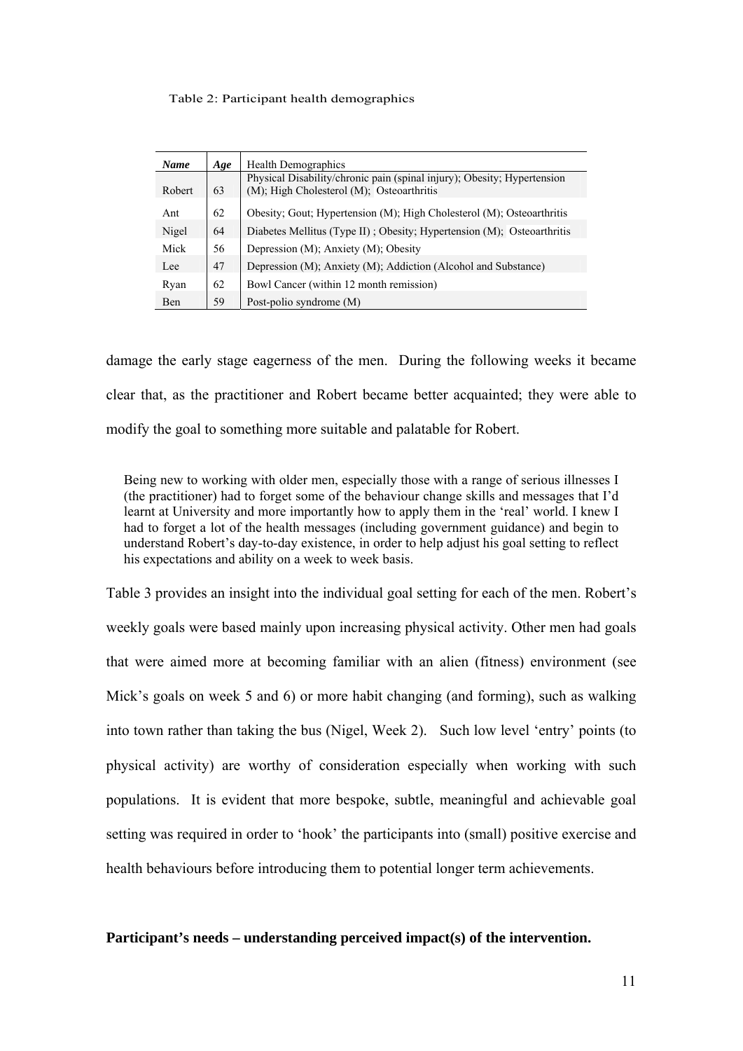Table 2: Participant health demographics

| *Name* | *Age* | Health Demographics |
|---|---|---|
| Robert | 63 | Physical Disability/chronic pain (spinal injury); Obesity; Hypertension (M); High Cholesterol (M); Osteoarthritis |
| Ant | 62 | Obesity; Gout; Hypertension (M); High Cholesterol (M); Osteoarthritis |
| Nigel | 64 | Diabetes Mellitus (Type II) ; Obesity; Hypertension (M); Osteoarthritis |
| Mick | 56 | Depression (M); Anxiety (M); Obesity |
| Lee | 47 | Depression (M); Anxiety (M); Addiction (Alcohol and Substance) |
| Ryan | 62 | Bowl Cancer (within 12 month remission) |
| Ben | 59 | Post-polio syndrome (M) |

damage the early stage eagerness of the men. During the following weeks it became clear that, as the practitioner and Robert became better acquainted; they were able to modify the goal to something more suitable and palatable for Robert.

> Being new to working with older men, especially those with a range of serious illnesses I (the practitioner) had to forget some of the behaviour change skills and messages that I'd learnt at University and more importantly how to apply them in the 'real' world. I knew I had to forget a lot of the health messages (including government guidance) and begin to understand Robert's day-to-day existence, in order to help adjust his goal setting to reflect his expectations and ability on a week to week basis.

Table 3 provides an insight into the individual goal setting for each of the men. Robert's weekly goals were based mainly upon increasing physical activity. Other men had goals that were aimed more at becoming familiar with an alien (fitness) environment (see Mick's goals on week 5 and 6) or more habit changing (and forming), such as walking into town rather than taking the bus (Nigel, Week 2). Such low level 'entry' points (to physical activity) are worthy of consideration especially when working with such populations. It is evident that more bespoke, subtle, meaningful and achievable goal setting was required in order to 'hook' the participants into (small) positive exercise and health behaviours before introducing them to potential longer term achievements.

**Participant's needs – understanding perceived impact(s) of the intervention.**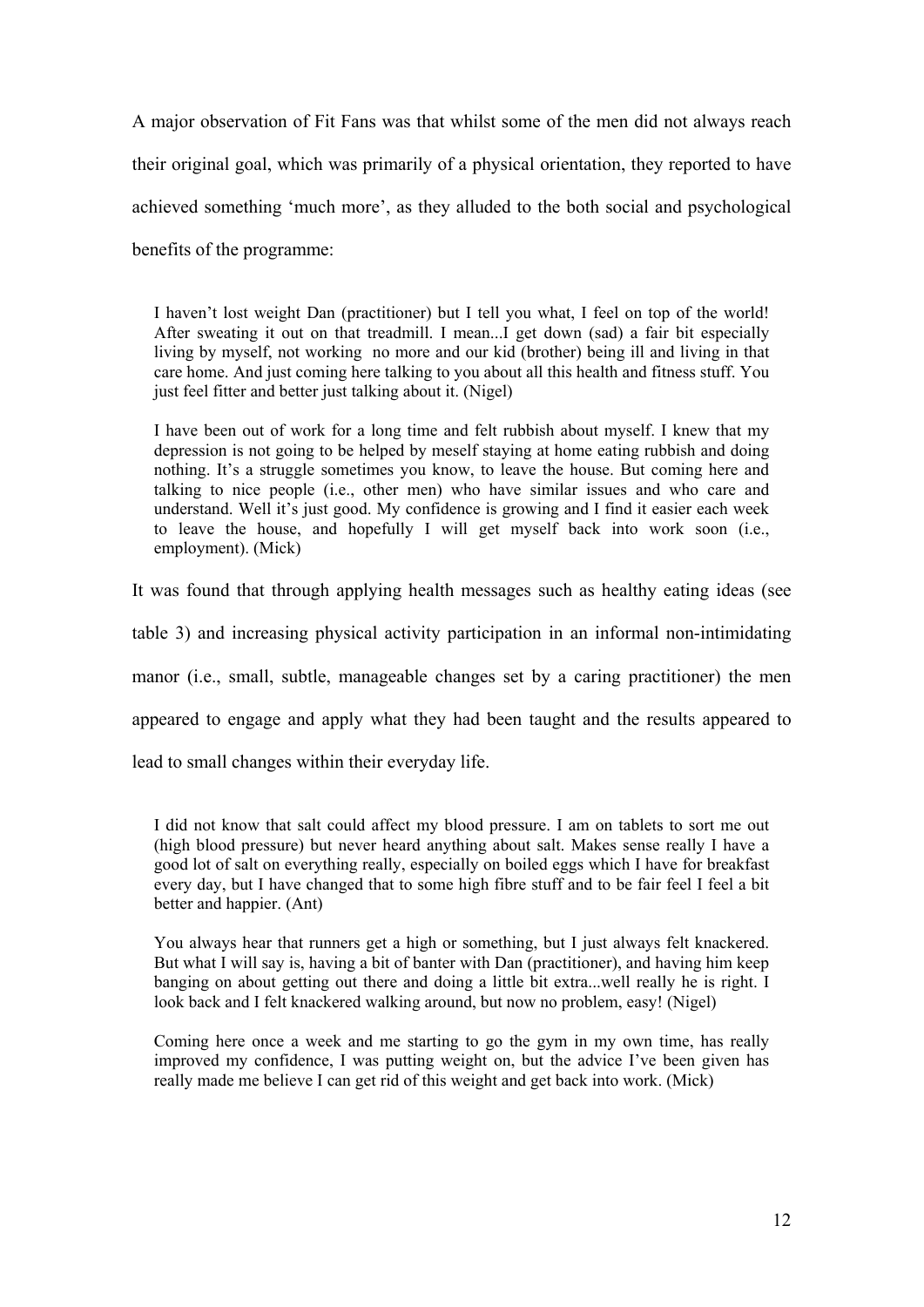A major observation of Fit Fans was that whilst some of the men did not always reach their original goal, which was primarily of a physical orientation, they reported to have achieved something 'much more', as they alluded to the both social and psychological benefits of the programme:

> I haven't lost weight Dan (practitioner) but I tell you what, I feel on top of the world! After sweating it out on that treadmill. I mean...I get down (sad) a fair bit especially living by myself, not working no more and our kid (brother) being ill and living in that care home. And just coming here talking to you about all this health and fitness stuff. You just feel fitter and better just talking about it. (Nigel)

> I have been out of work for a long time and felt rubbish about myself. I knew that my depression is not going to be helped by meself staying at home eating rubbish and doing nothing. It's a struggle sometimes you know, to leave the house. But coming here and talking to nice people (i.e., other men) who have similar issues and who care and understand. Well it's just good. My confidence is growing and I find it easier each week to leave the house, and hopefully I will get myself back into work soon (i.e., employment). (Mick)

It was found that through applying health messages such as healthy eating ideas (see table 3) and increasing physical activity participation in an informal non-intimidating manor (i.e., small, subtle, manageable changes set by a caring practitioner) the men appeared to engage and apply what they had been taught and the results appeared to lead to small changes within their everyday life.

> I did not know that salt could affect my blood pressure. I am on tablets to sort me out (high blood pressure) but never heard anything about salt. Makes sense really I have a good lot of salt on everything really, especially on boiled eggs which I have for breakfast every day, but I have changed that to some high fibre stuff and to be fair feel I feel a bit better and happier. (Ant)

> You always hear that runners get a high or something, but I just always felt knackered. But what I will say is, having a bit of banter with Dan (practitioner), and having him keep banging on about getting out there and doing a little bit extra...well really he is right. I look back and I felt knackered walking around, but now no problem, easy! (Nigel)

> Coming here once a week and me starting to go the gym in my own time, has really improved my confidence, I was putting weight on, but the advice I've been given has really made me believe I can get rid of this weight and get back into work. (Mick)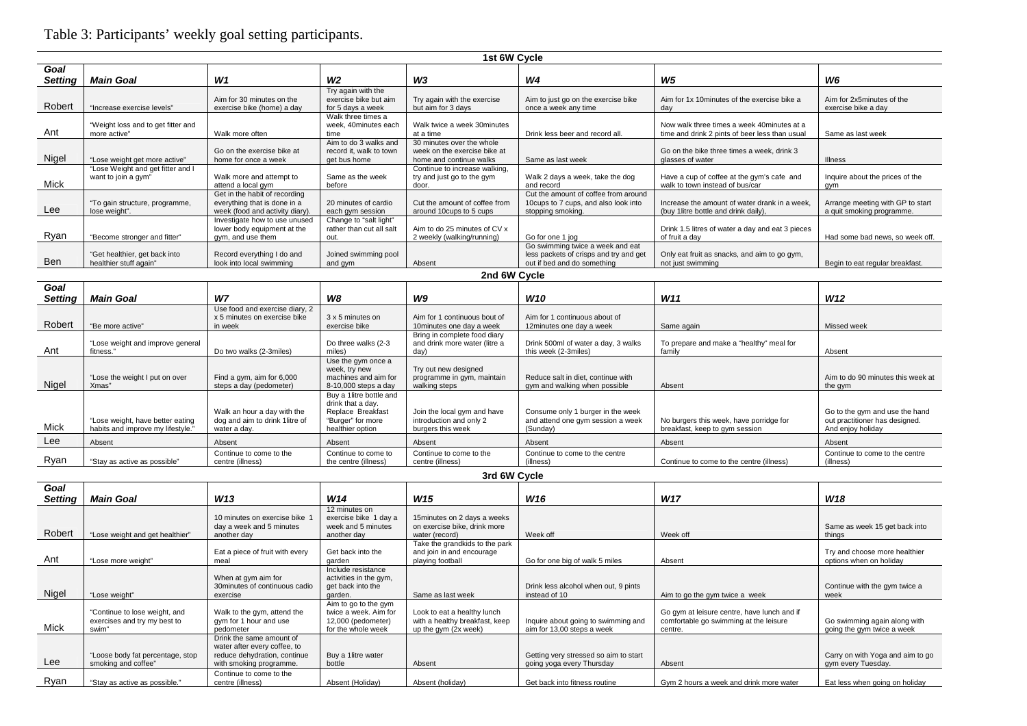Table 3: Participants' weekly goal setting participants.

| **1st 6W Cycle** | | | | | | | |
|---|---|---|---|---|---|---|---|
| ***Goal Setting*** | ***Main Goal*** | ***W1*** | ***W2*** | ***W3*** | ***W4*** | ***W5*** | ***W6*** |
| Robert | "Increase exercise levels" | Aim for 30 minutes on the exercise bike (home) a day | Try again with the exercise bike but aim for 5 days a week | Try again with the exercise but aim for 3 days | Aim to just go on the exercise bike once a week any time | Aim for 1x 10minutes of the exercise bike a day | Aim for 2x5minutes of the exercise bike a day |
| Ant | "Weight loss and to get fitter and more active" | Walk more often | Walk three times a week, 40minutes each time | Walk twice a week 30minutes at a time | Drink less beer and record all. | Now walk three times a week 40minutes at a time and drink 2 pints of beer less than usual | Same as last week |
| Nigel | "Lose weight get more active" | Go on the exercise bike at home for once a week | Aim to do 3 walks and record it, walk to town get bus home | 30 minutes over the whole week on the exercise bike at home and continue walks | Same as last week | Go on the bike three times a week, drink 3 glasses of water | Illness |
| Mick | "Lose Weight and get fitter and I want to join a gym" | Walk more and attempt to attend a local gym | Same as the week before | Continue to increase walking, try and just go to the gym door. | Walk 2 days a week, take the dog and record | Have a cup of coffee at the gym's cafe and walk to town instead of bus/car | Inquire about the prices of the gym |
| Lee | "To gain structure, programme, lose weight". | Get in the habit of recording everything that is done in a week (food and activity diary). | 20 minutes of cardio each gym session | Cut the amount of coffee from around 10cups to 5 cups | Cut the amount of coffee from around 10cups to 7 cups, and also look into stopping smoking. | Increase the amount of water drank in a week, (buy 1litre bottle and drink daily), | Arrange meeting with GP to start a quit smoking programme. |
| Ryan | "Become stronger and fitter" | Investigate how to use unused lower body equipment at the gym, and use them | Change to "salt light" rather than cut all salt out. | Aim to do 25 minutes of CV x 2 weekly (walking/running) | Go for one 1 jog | Drink 1.5 litres of water a day and eat 3 pieces of fruit a day | Had some bad news, so week off. |
| Ben | "Get healthier, get back into healthier stuff again" | Record everything I do and look into local swimming | Joined swimming pool and gym | Absent | Go swimming twice a week and eat less packets of crisps and try and get out if bed and do something | Only eat fruit as snacks, and aim to go gym, not just swimming | Begin to eat regular breakfast. |
| **2nd 6W Cycle** | | | | | | | |
| ***Goal Setting*** | ***Main Goal*** | ***W7*** | ***W8*** | ***W9*** | ***W10*** | ***W11*** | ***W12*** |
| Robert | "Be more active" | Use food and exercise diary, 2 x 5 minutes on exercise bike in week | 3 x 5 minutes on exercise bike | Aim for 1 continuous bout of 10minutes one day a week | Aim for 1 continuous about of 12minutes one day a week | Same again | Missed week |
| Ant | "Lose weight and improve general fitness." | Do two walks (2-3miles) | Do three walks (2-3 miles) | Bring in complete food diary and drink more water (litre a day) | Drink 500ml of water a day, 3 walks this week (2-3miles) | To prepare and make a "healthy" meal for family | Absent |
| Nigel | "Lose the weight I put on over Xmas" | Find a gym, aim for 6,000 steps a day (pedometer) | Use the gym once a week, try new machines and aim for 8-10,000 steps a day | Try out new designed programme in gym, maintain walking steps | Reduce salt in diet, continue with gym and walking when possible | Absent | Aim to do 90 minutes this week at the gym |
| Mick | "Lose weight, have better eating habits and improve my lifestyle." | Walk an hour a day with the dog and aim to drink 1litre of water a day. | Buy a 1litre bottle and drink that a day. Replace Breakfast "Burger" for more healthier option | Join the local gym and have introduction and only 2 burgers this week | Consume only 1 burger in the week and attend one gym session a week (Sunday) | No burgers this week, have porridge for breakfast, keep to gym session | Go to the gym and use the hand out practitioner has designed. And enjoy holiday |
| Lee | Absent | Absent | Absent | Absent | Absent | Absent | Absent |
| Ryan | "Stay as active as possible" | Continue to come to the centre (illness) | Continue to come to the centre (illness) | Continue to come to the centre (illness) | Continue to come to the centre (illness) | Continue to come to the centre (illness) | Continue to come to the centre (illness) |
| **3rd 6W Cycle** | | | | | | | |
| ***Goal Setting*** | ***Main Goal*** | ***W13*** | ***W14*** | ***W15*** | ***W16*** | ***W17*** | ***W18*** |
| Robert | "Lose weight and get healthier" | 10 minutes on exercise bike 1 day a week and 5 minutes another day | 12 minutes on exercise bike 1 day a week and 5 minutes another day | 15minutes on 2 days a weeks on exercise bike, drink more water (record) | Week off | Week off | Same as week 15 get back into things |
| Ant | "Lose more weight" | Eat a piece of fruit with every meal | Get back into the garden | Take the grandkids to the park and join in and encourage playing football | Go for one big of walk 5 miles | Absent | Try and choose more healthier options when on holiday |
| Nigel | "Lose weight" | When at gym aim for 30minutes of continuous cadio exercise | Include resistance activities in the gym, get back into the garden. | Same as last week | Drink less alcohol when out, 9 pints instead of 10 | Aim to go the gym twice a week | Continue with the gym twice a week |
| Mick | "Continue to lose weight, and exercises and try my best to swim" | Walk to the gym, attend the gym for 1 hour and use pedometer | Aim to go to the gym twice a week. Aim for 12,000 (pedometer) for the whole week | Look to eat a healthy lunch with a healthy breakfast, keep up the gym (2x week) | Inquire about going to swimming and aim for 13,00 steps a week | Go gym at leisure centre, have lunch and if comfortable go swimming at the leisure centre. | Go swimming again along with going the gym twice a week |
| Lee | "Loose body fat percentage, stop smoking and coffee" | Drink the same amount of water after every coffee, to reduce dehydration, continue with smoking programme. | Buy a 1litre water bottle | Absent | Getting very stressed so aim to start going yoga every Thursday | Absent | Carry on with Yoga and aim to go gym every Tuesday. |
| Ryan | "Stay as active as possible." | Continue to come to the centre (illness) | Absent (Holiday) | Absent (holiday) | Get back into fitness routine | Gym 2 hours a week and drink more water | Eat less when going on holiday |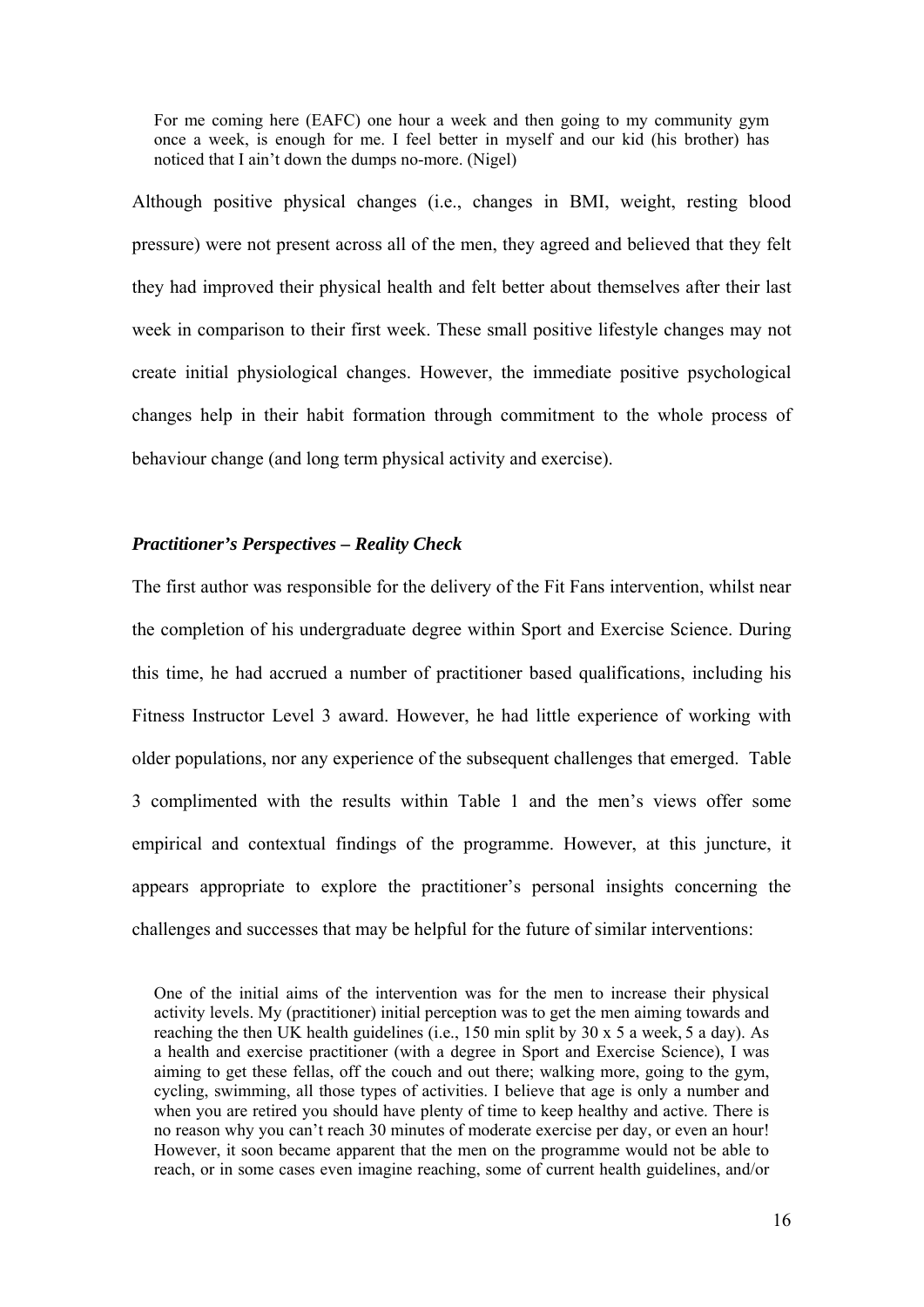> For me coming here (EAFC) one hour a week and then going to my community gym once a week, is enough for me. I feel better in myself and our kid (his brother) has noticed that I ain't down the dumps no-more. (Nigel)

Although positive physical changes (i.e., changes in BMI, weight, resting blood pressure) were not present across all of the men, they agreed and believed that they felt they had improved their physical health and felt better about themselves after their last week in comparison to their first week. These small positive lifestyle changes may not create initial physiological changes. However, the immediate positive psychological changes help in their habit formation through commitment to the whole process of behaviour change (and long term physical activity and exercise).

### *Practitioner's Perspectives – Reality Check*

The first author was responsible for the delivery of the Fit Fans intervention, whilst near the completion of his undergraduate degree within Sport and Exercise Science. During this time, he had accrued a number of practitioner based qualifications, including his Fitness Instructor Level 3 award. However, he had little experience of working with older populations, nor any experience of the subsequent challenges that emerged. Table 3 complimented with the results within Table 1 and the men's views offer some empirical and contextual findings of the programme. However, at this juncture, it appears appropriate to explore the practitioner's personal insights concerning the challenges and successes that may be helpful for the future of similar interventions:

> One of the initial aims of the intervention was for the men to increase their physical activity levels. My (practitioner) initial perception was to get the men aiming towards and reaching the then UK health guidelines (i.e., 150 min split by 30 x 5 a week, 5 a day). As a health and exercise practitioner (with a degree in Sport and Exercise Science), I was aiming to get these fellas, off the couch and out there; walking more, going to the gym, cycling, swimming, all those types of activities. I believe that age is only a number and when you are retired you should have plenty of time to keep healthy and active. There is no reason why you can't reach 30 minutes of moderate exercise per day, or even an hour! However, it soon became apparent that the men on the programme would not be able to reach, or in some cases even imagine reaching, some of current health guidelines, and/or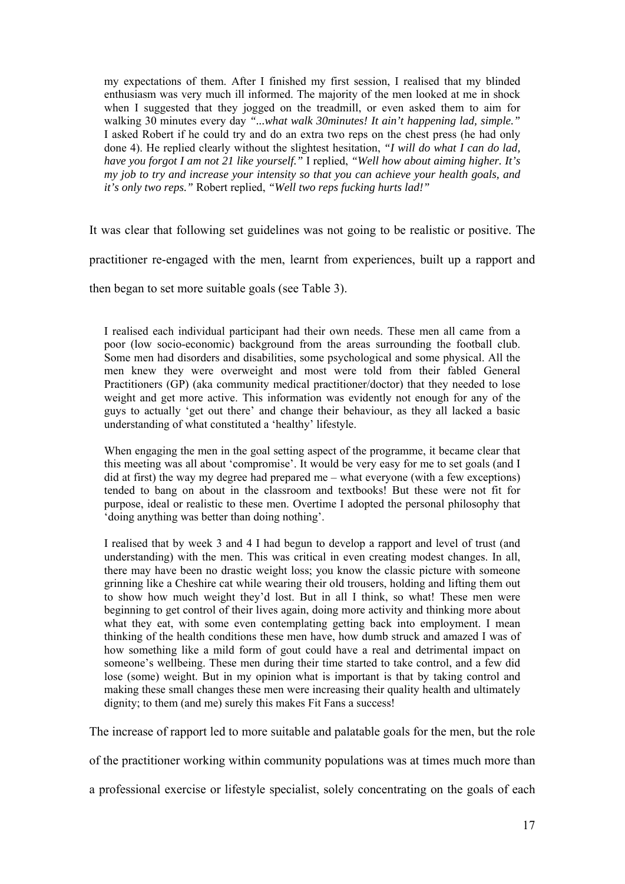> my expectations of them. After I finished my first session, I realised that my blinded enthusiasm was very much ill informed. The majority of the men looked at me in shock when I suggested that they jogged on the treadmill, or even asked them to aim for walking 30 minutes every day *"...what walk 30minutes! It ain't happening lad, simple."* I asked Robert if he could try and do an extra two reps on the chest press (he had only done 4). He replied clearly without the slightest hesitation, *"I will do what I can do lad, have you forgot I am not 21 like yourself."* I replied, *"Well how about aiming higher. It's my job to try and increase your intensity so that you can achieve your health goals, and it's only two reps."* Robert replied, *"Well two reps fucking hurts lad!"*

It was clear that following set guidelines was not going to be realistic or positive. The practitioner re-engaged with the men, learnt from experiences, built up a rapport and then began to set more suitable goals (see Table 3).

> I realised each individual participant had their own needs. These men all came from a poor (low socio-economic) background from the areas surrounding the football club. Some men had disorders and disabilities, some psychological and some physical. All the men knew they were overweight and most were told from their fabled General Practitioners (GP) (aka community medical practitioner/doctor) that they needed to lose weight and get more active. This information was evidently not enough for any of the guys to actually 'get out there' and change their behaviour, as they all lacked a basic understanding of what constituted a 'healthy' lifestyle.
>
> When engaging the men in the goal setting aspect of the programme, it became clear that this meeting was all about 'compromise'. It would be very easy for me to set goals (and I did at first) the way my degree had prepared me – what everyone (with a few exceptions) tended to bang on about in the classroom and textbooks! But these were not fit for purpose, ideal or realistic to these men. Overtime I adopted the personal philosophy that 'doing anything was better than doing nothing'.
>
> I realised that by week 3 and 4 I had begun to develop a rapport and level of trust (and understanding) with the men. This was critical in even creating modest changes. In all, there may have been no drastic weight loss; you know the classic picture with someone grinning like a Cheshire cat while wearing their old trousers, holding and lifting them out to show how much weight they'd lost. But in all I think, so what! These men were beginning to get control of their lives again, doing more activity and thinking more about what they eat, with some even contemplating getting back into employment. I mean thinking of the health conditions these men have, how dumb struck and amazed I was of how something like a mild form of gout could have a real and detrimental impact on someone's wellbeing. These men during their time started to take control, and a few did lose (some) weight. But in my opinion what is important is that by taking control and making these small changes these men were increasing their quality health and ultimately dignity; to them (and me) surely this makes Fit Fans a success!

The increase of rapport led to more suitable and palatable goals for the men, but the role of the practitioner working within community populations was at times much more than a professional exercise or lifestyle specialist, solely concentrating on the goals of each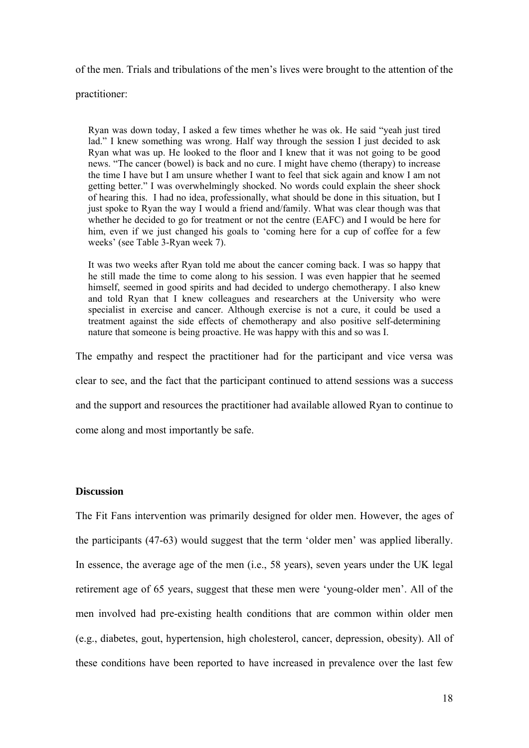of the men. Trials and tribulations of the men's lives were brought to the attention of the practitioner:

> Ryan was down today, I asked a few times whether he was ok. He said "yeah just tired lad." I knew something was wrong. Half way through the session I just decided to ask Ryan what was up. He looked to the floor and I knew that it was not going to be good news. "The cancer (bowel) is back and no cure. I might have chemo (therapy) to increase the time I have but I am unsure whether I want to feel that sick again and know I am not getting better." I was overwhelmingly shocked. No words could explain the sheer shock of hearing this. I had no idea, professionally, what should be done in this situation, but I just spoke to Ryan the way I would a friend and/family. What was clear though was that whether he decided to go for treatment or not the centre (EAFC) and I would be here for him, even if we just changed his goals to 'coming here for a cup of coffee for a few weeks' (see Table 3-Ryan week 7).
>
> It was two weeks after Ryan told me about the cancer coming back. I was so happy that he still made the time to come along to his session. I was even happier that he seemed himself, seemed in good spirits and had decided to undergo chemotherapy. I also knew and told Ryan that I knew colleagues and researchers at the University who were specialist in exercise and cancer. Although exercise is not a cure, it could be used a treatment against the side effects of chemotherapy and also positive self-determining nature that someone is being proactive. He was happy with this and so was I.

The empathy and respect the practitioner had for the participant and vice versa was clear to see, and the fact that the participant continued to attend sessions was a success and the support and resources the practitioner had available allowed Ryan to continue to come along and most importantly be safe.

**Discussion**

The Fit Fans intervention was primarily designed for older men. However, the ages of the participants (47-63) would suggest that the term 'older men' was applied liberally. In essence, the average age of the men (i.e., 58 years), seven years under the UK legal retirement age of 65 years, suggest that these men were 'young-older men'. All of the men involved had pre-existing health conditions that are common within older men (e.g., diabetes, gout, hypertension, high cholesterol, cancer, depression, obesity). All of these conditions have been reported to have increased in prevalence over the last few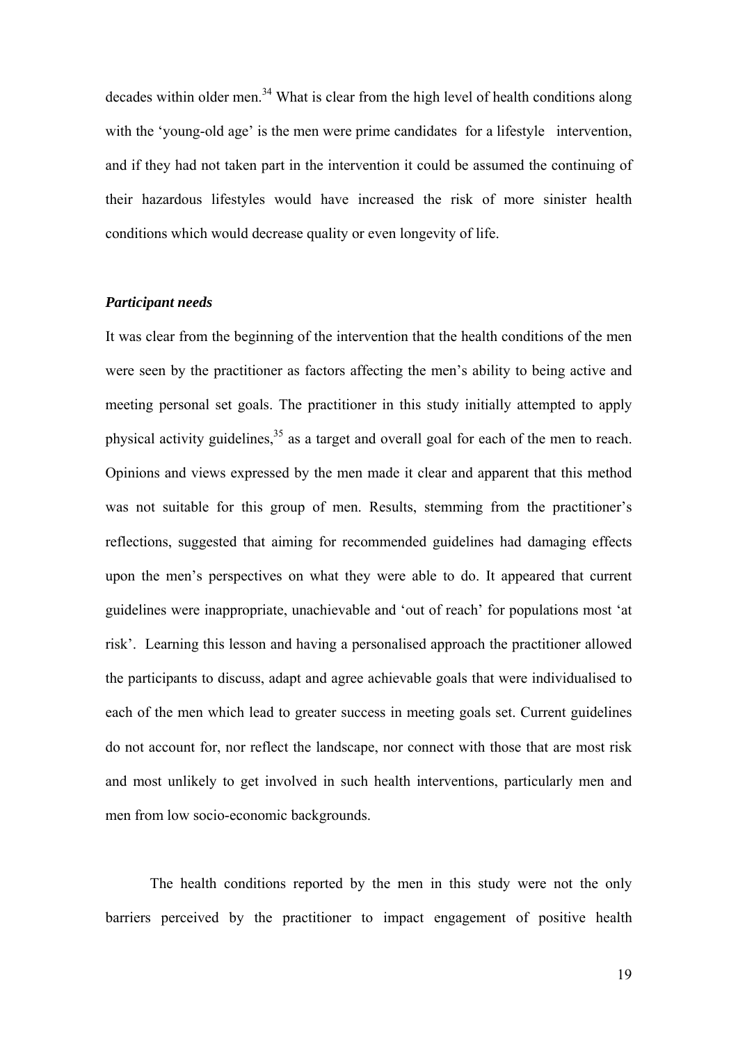decades within older men.[34] What is clear from the high level of health conditions along with the 'young-old age' is the men were prime candidates for a lifestyle intervention, and if they had not taken part in the intervention it could be assumed the continuing of their hazardous lifestyles would have increased the risk of more sinister health conditions which would decrease quality or even longevity of life.

***Participant needs***

It was clear from the beginning of the intervention that the health conditions of the men were seen by the practitioner as factors affecting the men's ability to being active and meeting personal set goals. The practitioner in this study initially attempted to apply physical activity guidelines,[35] as a target and overall goal for each of the men to reach. Opinions and views expressed by the men made it clear and apparent that this method was not suitable for this group of men. Results, stemming from the practitioner's reflections, suggested that aiming for recommended guidelines had damaging effects upon the men's perspectives on what they were able to do. It appeared that current guidelines were inappropriate, unachievable and 'out of reach' for populations most 'at risk'. Learning this lesson and having a personalised approach the practitioner allowed the participants to discuss, adapt and agree achievable goals that were individualised to each of the men which lead to greater success in meeting goals set. Current guidelines do not account for, nor reflect the landscape, nor connect with those that are most risk and most unlikely to get involved in such health interventions, particularly men and men from low socio-economic backgrounds.

The health conditions reported by the men in this study were not the only barriers perceived by the practitioner to impact engagement of positive health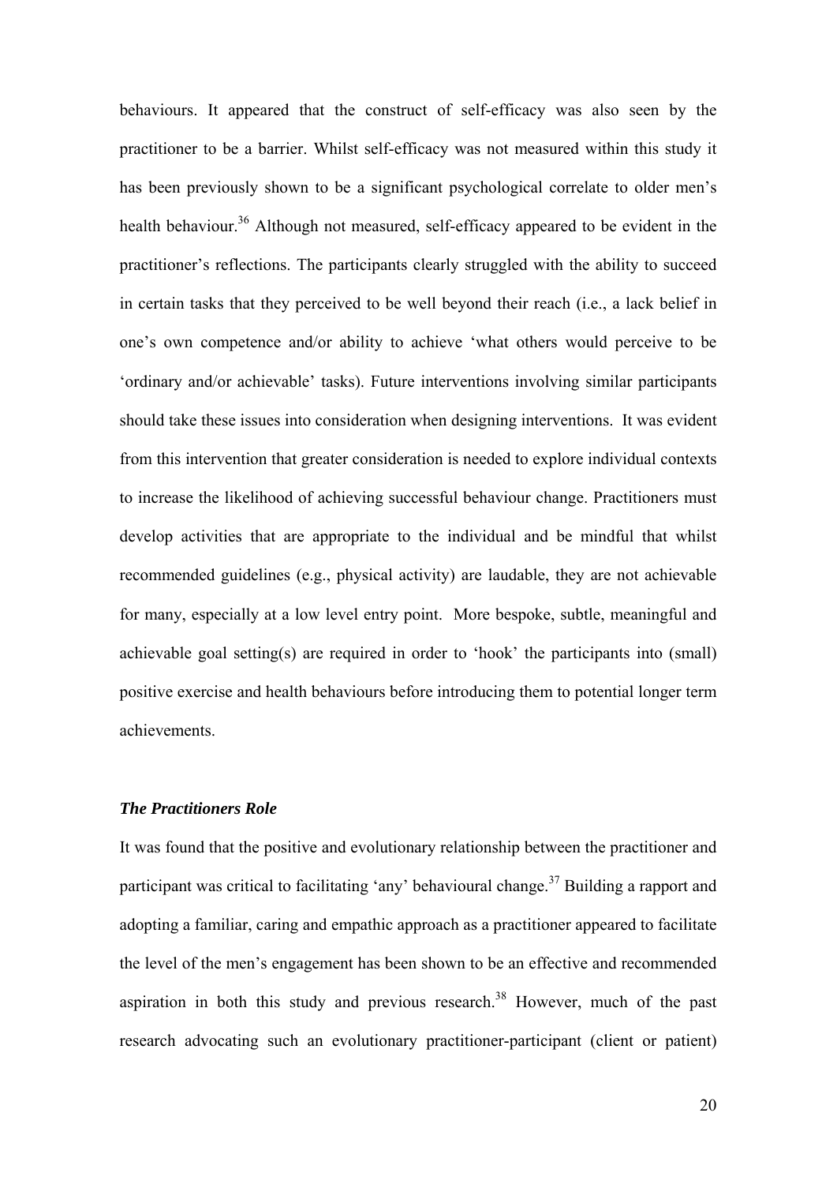behaviours. It appeared that the construct of self-efficacy was also seen by the practitioner to be a barrier. Whilst self-efficacy was not measured within this study it has been previously shown to be a significant psychological correlate to older men's health behaviour.[36] Although not measured, self-efficacy appeared to be evident in the practitioner's reflections. The participants clearly struggled with the ability to succeed in certain tasks that they perceived to be well beyond their reach (i.e., a lack belief in one's own competence and/or ability to achieve 'what others would perceive to be 'ordinary and/or achievable' tasks). Future interventions involving similar participants should take these issues into consideration when designing interventions. It was evident from this intervention that greater consideration is needed to explore individual contexts to increase the likelihood of achieving successful behaviour change. Practitioners must develop activities that are appropriate to the individual and be mindful that whilst recommended guidelines (e.g., physical activity) are laudable, they are not achievable for many, especially at a low level entry point. More bespoke, subtle, meaningful and achievable goal setting(s) are required in order to 'hook' the participants into (small) positive exercise and health behaviours before introducing them to potential longer term achievements.

### *The Practitioners Role*

It was found that the positive and evolutionary relationship between the practitioner and participant was critical to facilitating 'any' behavioural change.[37] Building a rapport and adopting a familiar, caring and empathic approach as a practitioner appeared to facilitate the level of the men's engagement has been shown to be an effective and recommended aspiration in both this study and previous research.[38] However, much of the past research advocating such an evolutionary practitioner-participant (client or patient)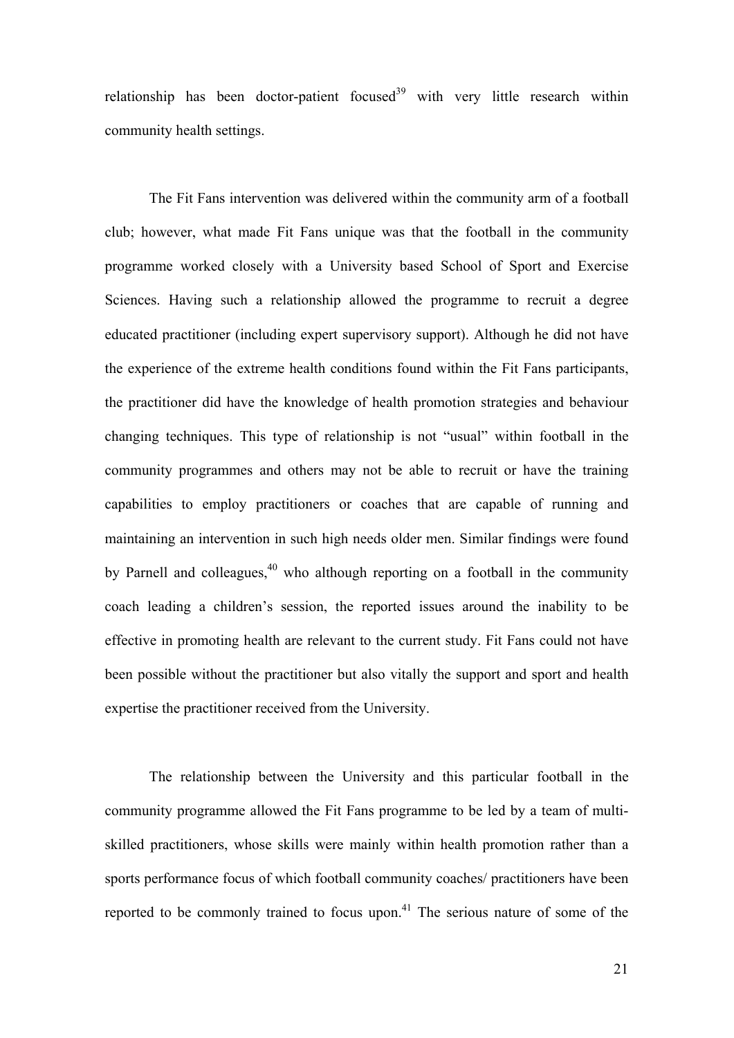relationship has been doctor-patient focused[39] with very little research within community health settings.

The Fit Fans intervention was delivered within the community arm of a football club; however, what made Fit Fans unique was that the football in the community programme worked closely with a University based School of Sport and Exercise Sciences. Having such a relationship allowed the programme to recruit a degree educated practitioner (including expert supervisory support). Although he did not have the experience of the extreme health conditions found within the Fit Fans participants, the practitioner did have the knowledge of health promotion strategies and behaviour changing techniques. This type of relationship is not "usual" within football in the community programmes and others may not be able to recruit or have the training capabilities to employ practitioners or coaches that are capable of running and maintaining an intervention in such high needs older men. Similar findings were found by Parnell and colleagues,[40] who although reporting on a football in the community coach leading a children's session, the reported issues around the inability to be effective in promoting health are relevant to the current study. Fit Fans could not have been possible without the practitioner but also vitally the support and sport and health expertise the practitioner received from the University.

The relationship between the University and this particular football in the community programme allowed the Fit Fans programme to be led by a team of multi-skilled practitioners, whose skills were mainly within health promotion rather than a sports performance focus of which football community coaches/ practitioners have been reported to be commonly trained to focus upon.[41] The serious nature of some of the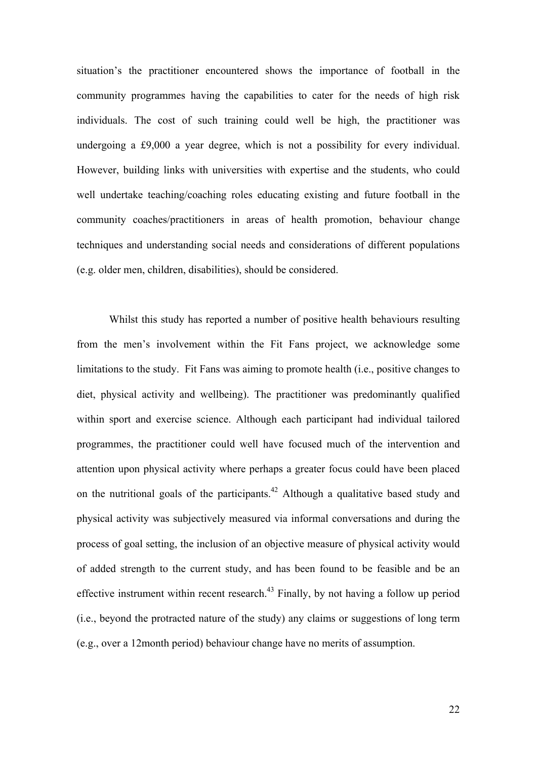situation's the practitioner encountered shows the importance of football in the community programmes having the capabilities to cater for the needs of high risk individuals. The cost of such training could well be high, the practitioner was undergoing a £9,000 a year degree, which is not a possibility for every individual. However, building links with universities with expertise and the students, who could well undertake teaching/coaching roles educating existing and future football in the community coaches/practitioners in areas of health promotion, behaviour change techniques and understanding social needs and considerations of different populations (e.g. older men, children, disabilities), should be considered.

Whilst this study has reported a number of positive health behaviours resulting from the men's involvement within the Fit Fans project, we acknowledge some limitations to the study. Fit Fans was aiming to promote health (i.e., positive changes to diet, physical activity and wellbeing). The practitioner was predominantly qualified within sport and exercise science. Although each participant had individual tailored programmes, the practitioner could well have focused much of the intervention and attention upon physical activity where perhaps a greater focus could have been placed on the nutritional goals of the participants.[42] Although a qualitative based study and physical activity was subjectively measured via informal conversations and during the process of goal setting, the inclusion of an objective measure of physical activity would of added strength to the current study, and has been found to be feasible and be an effective instrument within recent research.[43] Finally, by not having a follow up period (i.e., beyond the protracted nature of the study) any claims or suggestions of long term (e.g., over a 12month period) behaviour change have no merits of assumption.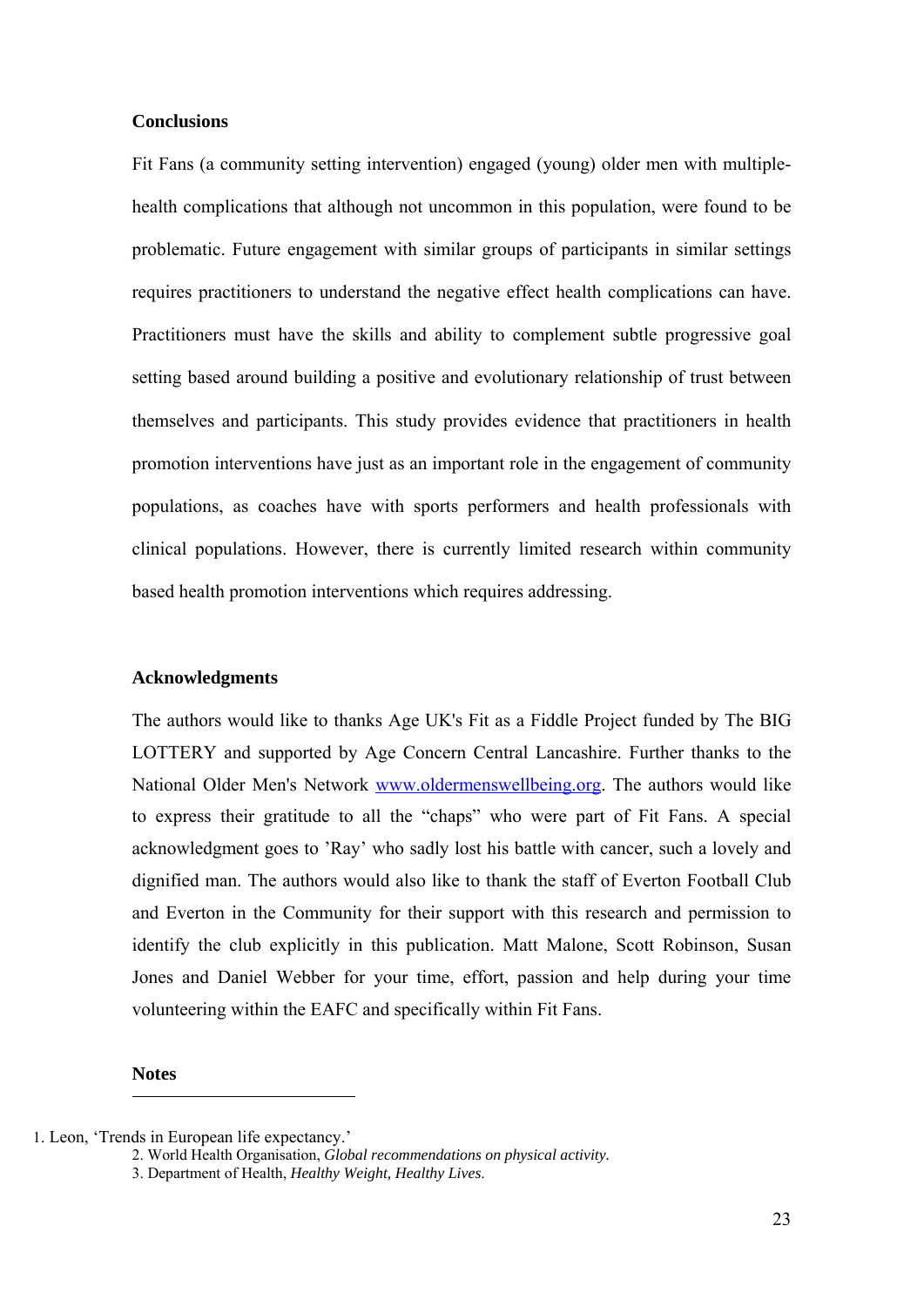### Conclusions

Fit Fans (a community setting intervention) engaged (young) older men with multiple-health complications that although not uncommon in this population, were found to be problematic. Future engagement with similar groups of participants in similar settings requires practitioners to understand the negative effect health complications can have. Practitioners must have the skills and ability to complement subtle progressive goal setting based around building a positive and evolutionary relationship of trust between themselves and participants. This study provides evidence that practitioners in health promotion interventions have just as an important role in the engagement of community populations, as coaches have with sports performers and health professionals with clinical populations. However, there is currently limited research within community based health promotion interventions which requires addressing.

### Acknowledgments

The authors would like to thanks Age UK's Fit as a Fiddle Project funded by The BIG LOTTERY and supported by Age Concern Central Lancashire. Further thanks to the National Older Men's Network [www.oldermenswellbeing.org](http://www.oldermenswellbeing.org). The authors would like to express their gratitude to all the "chaps" who were part of Fit Fans. A special acknowledgment goes to 'Ray' who sadly lost his battle with cancer, such a lovely and dignified man. The authors would also like to thank the staff of Everton Football Club and Everton in the Community for their support with this research and permission to identify the club explicitly in this publication. Matt Malone, Scott Robinson, Susan Jones and Daniel Webber for your time, effort, passion and help during your time volunteering within the EAFC and specifically within Fit Fans.

### Notes

1. Leon, 'Trends in European life expectancy.'
2. World Health Organisation, *Global recommendations on physical activity.*
3. Department of Health, *Healthy Weight, Healthy Lives.*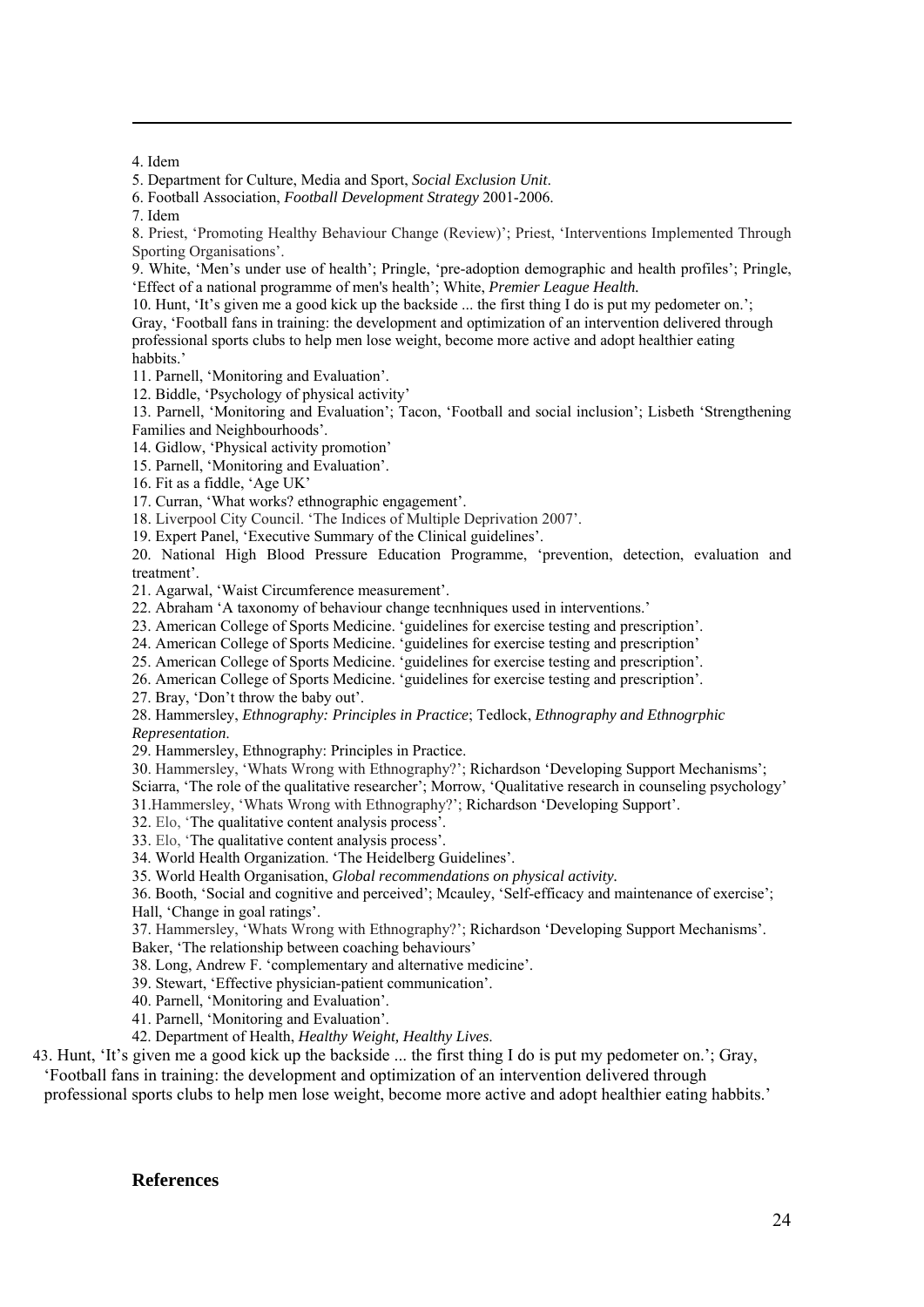4. Idem

5. Department for Culture, Media and Sport, *Social Exclusion Unit*.

6. Football Association, *Football Development Strategy* 2001-2006.

7. Idem

8. Priest, 'Promoting Healthy Behaviour Change (Review)'; Priest, 'Interventions Implemented Through Sporting Organisations'.

9. White, 'Men's under use of health'; Pringle, 'pre-adoption demographic and health profiles'; Pringle, 'Effect of a national programme of men's health'; White, *Premier League Health.*

10. Hunt, 'It's given me a good kick up the backside ... the first thing I do is put my pedometer on.'; Gray, 'Football fans in training: the development and optimization of an intervention delivered through professional sports clubs to help men lose weight, become more active and adopt healthier eating habbits.'

11. Parnell, 'Monitoring and Evaluation'.

12. Biddle, 'Psychology of physical activity'

13. Parnell, 'Monitoring and Evaluation'; Tacon, 'Football and social inclusion'; Lisbeth 'Strengthening Families and Neighbourhoods'.

14. Gidlow, 'Physical activity promotion'

15. Parnell, 'Monitoring and Evaluation'.

16. Fit as a fiddle, 'Age UK'

17. Curran, 'What works? ethnographic engagement'.

18. Liverpool City Council. 'The Indices of Multiple Deprivation 2007'.

19. Expert Panel, 'Executive Summary of the Clinical guidelines'.

20. National High Blood Pressure Education Programme, 'prevention, detection, evaluation and treatment'.

21. Agarwal, 'Waist Circumference measurement'.

22. Abraham 'A taxonomy of behaviour change tecnhniques used in interventions.'

23. American College of Sports Medicine. 'guidelines for exercise testing and prescription'.

24. American College of Sports Medicine. 'guidelines for exercise testing and prescription'

25. American College of Sports Medicine. 'guidelines for exercise testing and prescription'.

26. American College of Sports Medicine. 'guidelines for exercise testing and prescription'.

27. Bray, 'Don't throw the baby out'.

28. Hammersley, *Ethnography: Principles in Practice*; Tedlock, *Ethnography and Ethnogrphic Representation*.

29. Hammersley, Ethnography: Principles in Practice.

30. Hammersley, 'Whats Wrong with Ethnography?'; Richardson 'Developing Support Mechanisms'; Sciarra, 'The role of the qualitative researcher'; Morrow, 'Qualitative research in counseling psychology'

31. Hammersley, 'Whats Wrong with Ethnography?'; Richardson 'Developing Support'.

32. Elo, 'The qualitative content analysis process'.

33. Elo, 'The qualitative content analysis process'.

34. World Health Organization. 'The Heidelberg Guidelines'.

35. World Health Organisation, *Global recommendations on physical activity.*

36. Booth, 'Social and cognitive and perceived'; Mcauley, 'Self-efficacy and maintenance of exercise'; Hall, 'Change in goal ratings'.

37. Hammersley, 'Whats Wrong with Ethnography?'; Richardson 'Developing Support Mechanisms'. Baker, 'The relationship between coaching behaviours'

38. Long, Andrew F. 'complementary and alternative medicine'.

39. Stewart, 'Effective physician-patient communication'.

40. Parnell, 'Monitoring and Evaluation'.

41. Parnell, 'Monitoring and Evaluation'.

42. Department of Health, *Healthy Weight, Healthy Lives*.

43. Hunt, 'It's given me a good kick up the backside ... the first thing I do is put my pedometer on.'; Gray, 'Football fans in training: the development and optimization of an intervention delivered through professional sports clubs to help men lose weight, become more active and adopt healthier eating habbits.'

## References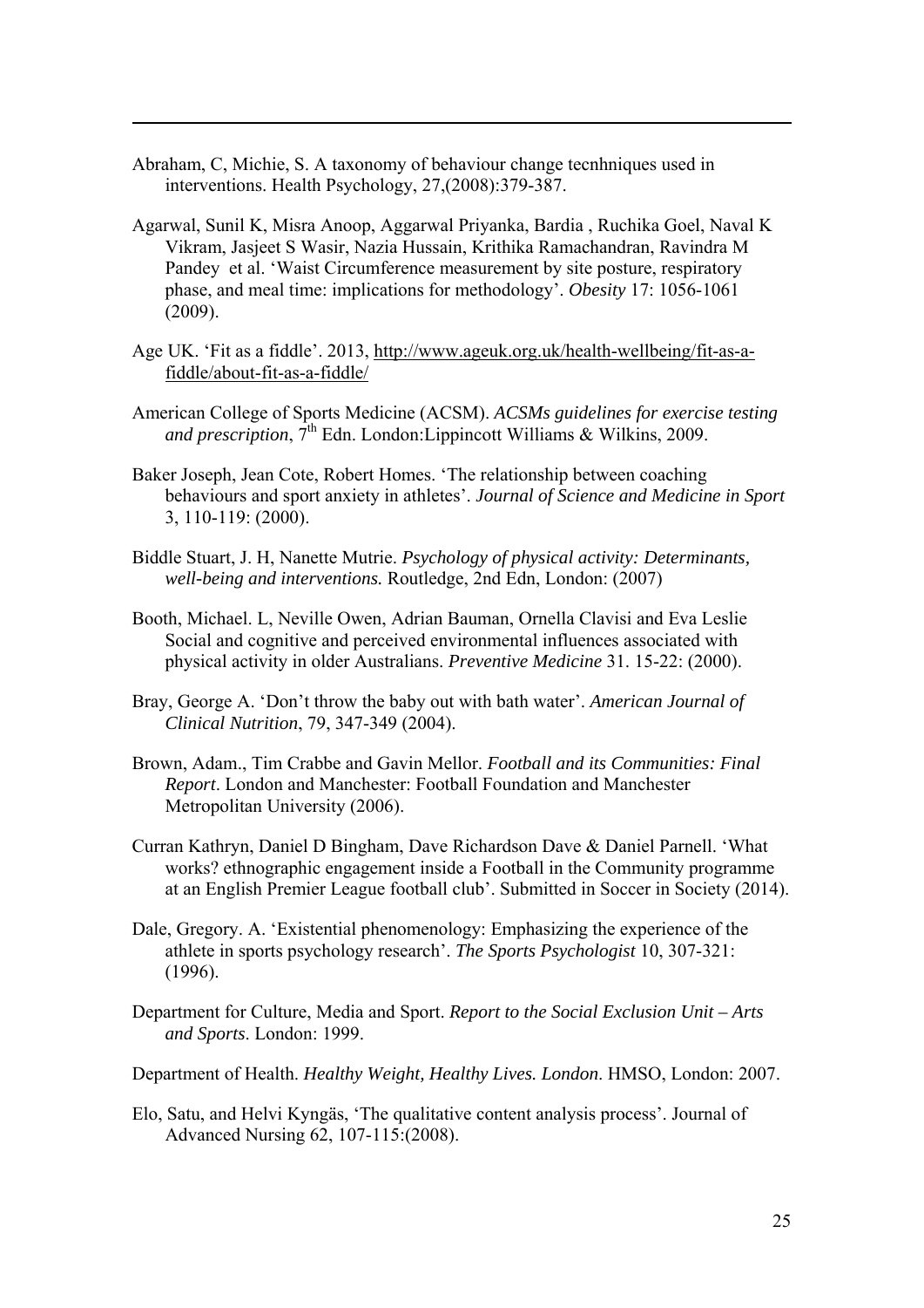Abraham, C, Michie, S. A taxonomy of behaviour change tecnhniques used in interventions. Health Psychology, 27,(2008):379-387.

Agarwal, Sunil K, Misra Anoop, Aggarwal Priyanka, Bardia , Ruchika Goel, Naval K Vikram, Jasjeet S Wasir, Nazia Hussain, Krithika Ramachandran, Ravindra M Pandey et al. 'Waist Circumference measurement by site posture, respiratory phase, and meal time: implications for methodology'. *Obesity* 17: 1056-1061 (2009).

Age UK. 'Fit as a fiddle'. 2013, http://www.ageuk.org.uk/health-wellbeing/fit-as-a-fiddle/about-fit-as-a-fiddle/

American College of Sports Medicine (ACSM). *ACSMs guidelines for exercise testing and prescription*, 7th Edn. London:Lippincott Williams & Wilkins, 2009.

Baker Joseph, Jean Cote, Robert Homes. 'The relationship between coaching behaviours and sport anxiety in athletes'. *Journal of Science and Medicine in Sport* 3, 110-119: (2000).

Biddle Stuart, J. H, Nanette Mutrie. *Psychology of physical activity: Determinants, well-being and interventions.* Routledge, 2nd Edn, London: (2007)

Booth, Michael. L, Neville Owen, Adrian Bauman, Ornella Clavisi and Eva Leslie Social and cognitive and perceived environmental influences associated with physical activity in older Australians. *Preventive Medicine* 31. 15-22: (2000).

Bray, George A. 'Don't throw the baby out with bath water'. *American Journal of Clinical Nutrition*, 79, 347-349 (2004).

Brown, Adam., Tim Crabbe and Gavin Mellor. *Football and its Communities: Final Report*. London and Manchester: Football Foundation and Manchester Metropolitan University (2006).

Curran Kathryn, Daniel D Bingham, Dave Richardson Dave & Daniel Parnell. 'What works? ethnographic engagement inside a Football in the Community programme at an English Premier League football club'. Submitted in Soccer in Society (2014).

Dale, Gregory. A. 'Existential phenomenology: Emphasizing the experience of the athlete in sports psychology research'. *The Sports Psychologist* 10, 307-321: (1996).

Department for Culture, Media and Sport. *Report to the Social Exclusion Unit – Arts and Sports*. London: 1999.

Department of Health. *Healthy Weight, Healthy Lives. London*. HMSO, London: 2007.

Elo, Satu, and Helvi Kyngäs, 'The qualitative content analysis process'. Journal of Advanced Nursing 62, 107-115:(2008).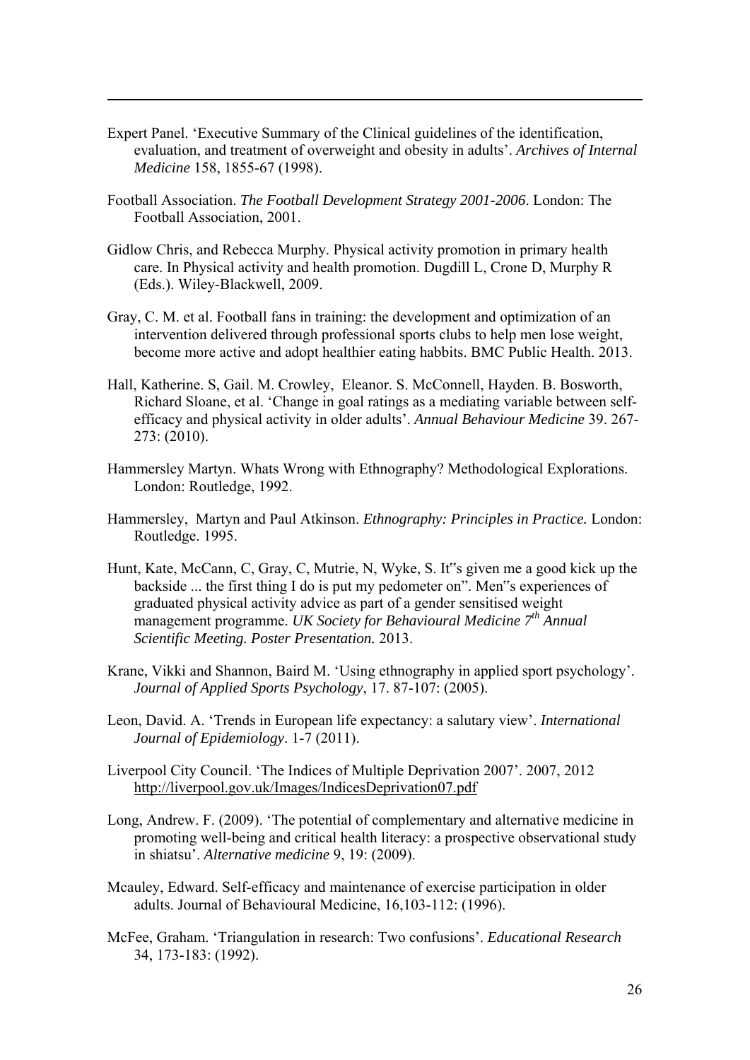Expert Panel. 'Executive Summary of the Clinical guidelines of the identification, evaluation, and treatment of overweight and obesity in adults'. *Archives of Internal Medicine* 158, 1855-67 (1998).

Football Association. *The Football Development Strategy 2001-2006*. London: The Football Association, 2001.

Gidlow Chris, and Rebecca Murphy. Physical activity promotion in primary health care. In Physical activity and health promotion. Dugdill L, Crone D, Murphy R (Eds.). Wiley-Blackwell, 2009.

Gray, C. M. et al. Football fans in training: the development and optimization of an intervention delivered through professional sports clubs to help men lose weight, become more active and adopt healthier eating habbits. BMC Public Health. 2013.

Hall, Katherine. S, Gail. M. Crowley, Eleanor. S. McConnell, Hayden. B. Bosworth, Richard Sloane, et al. 'Change in goal ratings as a mediating variable between self-efficacy and physical activity in older adults'. *Annual Behaviour Medicine* 39. 267-273: (2010).

Hammersley Martyn. Whats Wrong with Ethnography? Methodological Explorations. London: Routledge, 1992.

Hammersley, Martyn and Paul Atkinson. *Ethnography: Principles in Practice.* London: Routledge. 1995.

Hunt, Kate, McCann, C, Gray, C, Mutrie, N, Wyke, S. It‟s given me a good kick up the backside ... the first thing I do is put my pedometer on". Men‟s experiences of graduated physical activity advice as part of a gender sensitised weight management programme. *UK Society for Behavioural Medicine 7th Annual Scientific Meeting. Poster Presentation.* 2013.

Krane, Vikki and Shannon, Baird M. 'Using ethnography in applied sport psychology'. *Journal of Applied Sports Psychology*, 17. 87-107: (2005).

Leon, David. A. 'Trends in European life expectancy: a salutary view'. *International Journal of Epidemiology*. 1-7 (2011).

Liverpool City Council. 'The Indices of Multiple Deprivation 2007'. 2007, 2012 http://liverpool.gov.uk/Images/IndicesDeprivation07.pdf

Long, Andrew. F. (2009). 'The potential of complementary and alternative medicine in promoting well-being and critical health literacy: a prospective observational study in shiatsu'. *Alternative medicine* 9, 19: (2009).

Mcauley, Edward. Self-efficacy and maintenance of exercise participation in older adults. Journal of Behavioural Medicine, 16,103-112: (1996).

McFee, Graham. 'Triangulation in research: Two confusions'. *Educational Research* 34, 173-183: (1992).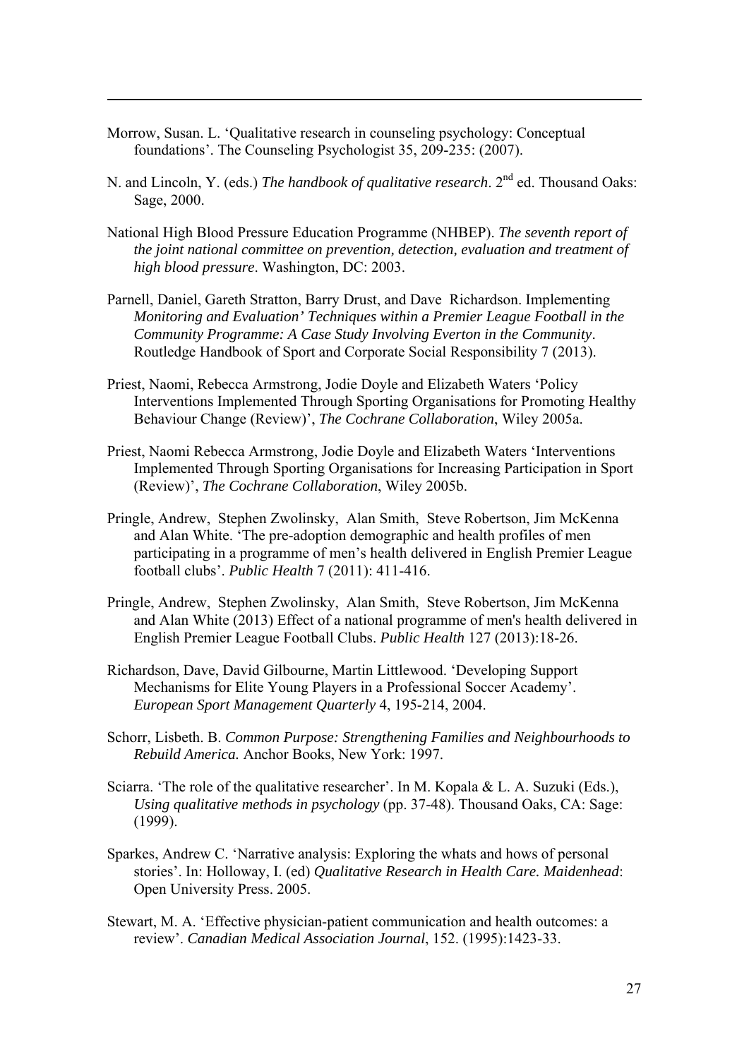Morrow, Susan. L. 'Qualitative research in counseling psychology: Conceptual foundations'. The Counseling Psychologist 35, 209-235: (2007).

N. and Lincoln, Y. (eds.) *The handbook of qualitative research*. 2nd ed. Thousand Oaks: Sage, 2000.

National High Blood Pressure Education Programme (NHBEP). *The seventh report of the joint national committee on prevention, detection, evaluation and treatment of high blood pressure*. Washington, DC: 2003.

Parnell, Daniel, Gareth Stratton, Barry Drust, and Dave Richardson. Implementing *Monitoring and Evaluation' Techniques within a Premier League Football in the Community Programme: A Case Study Involving Everton in the Community*. Routledge Handbook of Sport and Corporate Social Responsibility 7 (2013).

Priest, Naomi, Rebecca Armstrong, Jodie Doyle and Elizabeth Waters 'Policy Interventions Implemented Through Sporting Organisations for Promoting Healthy Behaviour Change (Review)', *The Cochrane Collaboration*, Wiley 2005a.

Priest, Naomi Rebecca Armstrong, Jodie Doyle and Elizabeth Waters 'Interventions Implemented Through Sporting Organisations for Increasing Participation in Sport (Review)', *The Cochrane Collaboration*, Wiley 2005b.

Pringle, Andrew, Stephen Zwolinsky, Alan Smith, Steve Robertson, Jim McKenna and Alan White. 'The pre-adoption demographic and health profiles of men participating in a programme of men's health delivered in English Premier League football clubs'. *Public Health* 7 (2011): 411-416.

Pringle, Andrew, Stephen Zwolinsky, Alan Smith, Steve Robertson, Jim McKenna and Alan White (2013) Effect of a national programme of men's health delivered in English Premier League Football Clubs. *Public Health* 127 (2013):18-26.

Richardson, Dave, David Gilbourne, Martin Littlewood. 'Developing Support Mechanisms for Elite Young Players in a Professional Soccer Academy'. *European Sport Management Quarterly* 4, 195-214, 2004.

Schorr, Lisbeth. B. *Common Purpose: Strengthening Families and Neighbourhoods to Rebuild America.* Anchor Books, New York: 1997.

Sciarra. 'The role of the qualitative researcher'. In M. Kopala & L. A. Suzuki (Eds.), *Using qualitative methods in psychology* (pp. 37-48). Thousand Oaks, CA: Sage: (1999).

Sparkes, Andrew C. 'Narrative analysis: Exploring the whats and hows of personal stories'. In: Holloway, I. (ed) *Qualitative Research in Health Care. Maidenhead*: Open University Press. 2005.

Stewart, M. A. 'Effective physician-patient communication and health outcomes: a review'. *Canadian Medical Association Journal*, 152. (1995):1423-33.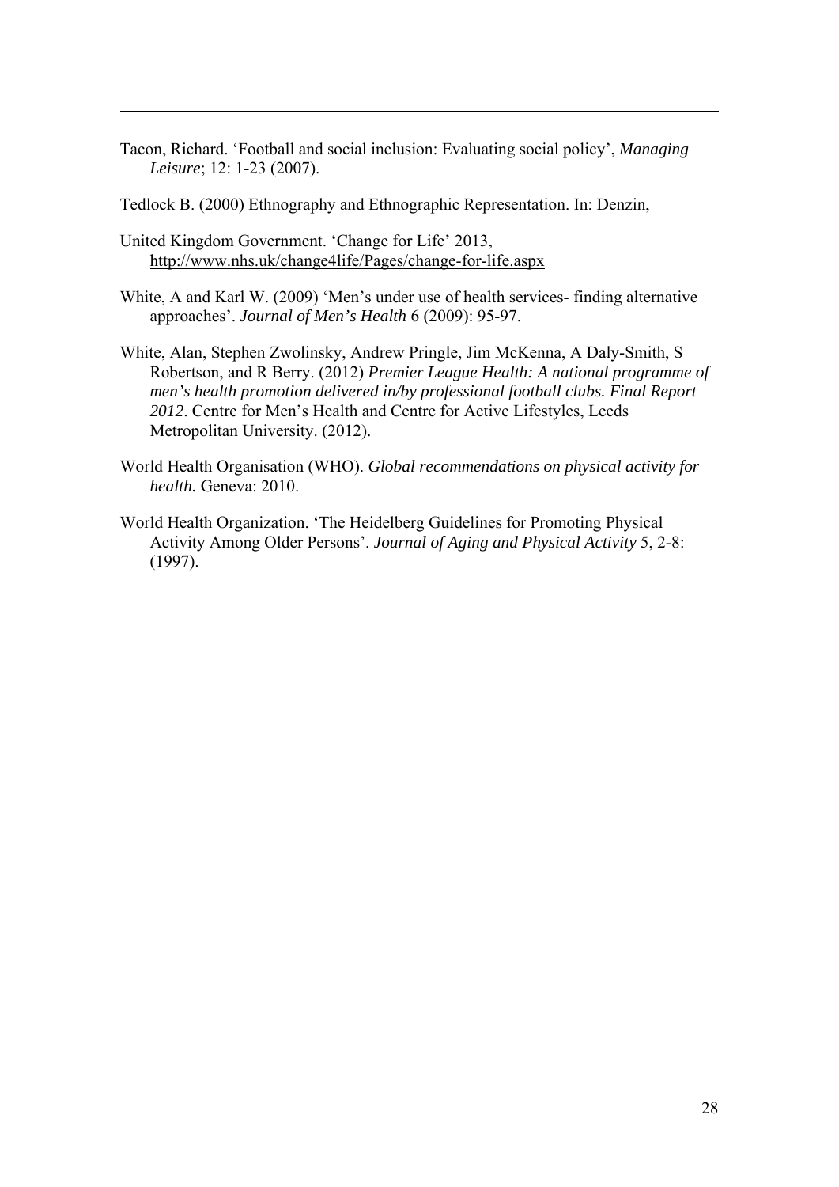Tacon, Richard. 'Football and social inclusion: Evaluating social policy', *Managing Leisure*; 12: 1-23 (2007).

Tedlock B. (2000) Ethnography and Ethnographic Representation. In: Denzin,

United Kingdom Government. 'Change for Life' 2013, http://www.nhs.uk/change4life/Pages/change-for-life.aspx

White, A and Karl W. (2009) 'Men's under use of health services- finding alternative approaches'. *Journal of Men's Health* 6 (2009): 95-97.

White, Alan, Stephen Zwolinsky, Andrew Pringle, Jim McKenna, A Daly-Smith, S Robertson, and R Berry. (2012) *Premier League Health: A national programme of men's health promotion delivered in/by professional football clubs. Final Report 2012*. Centre for Men's Health and Centre for Active Lifestyles, Leeds Metropolitan University. (2012).

World Health Organisation (WHO). *Global recommendations on physical activity for health.* Geneva: 2010.

World Health Organization. 'The Heidelberg Guidelines for Promoting Physical Activity Among Older Persons'. *Journal of Aging and Physical Activity* 5, 2-8: (1997).